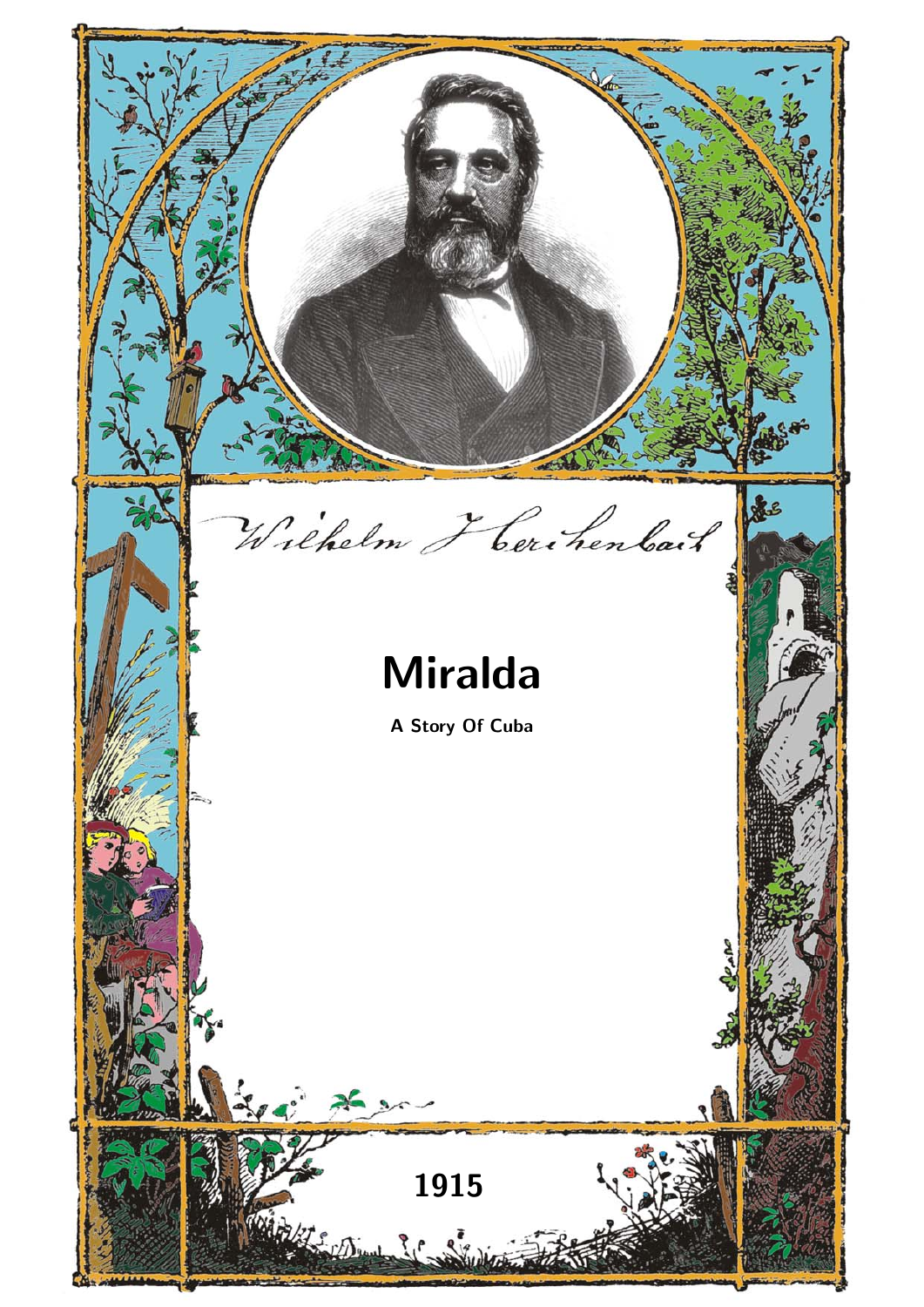Wilhelm Heichenbach

# Miralda

A Story Of Cuba

1915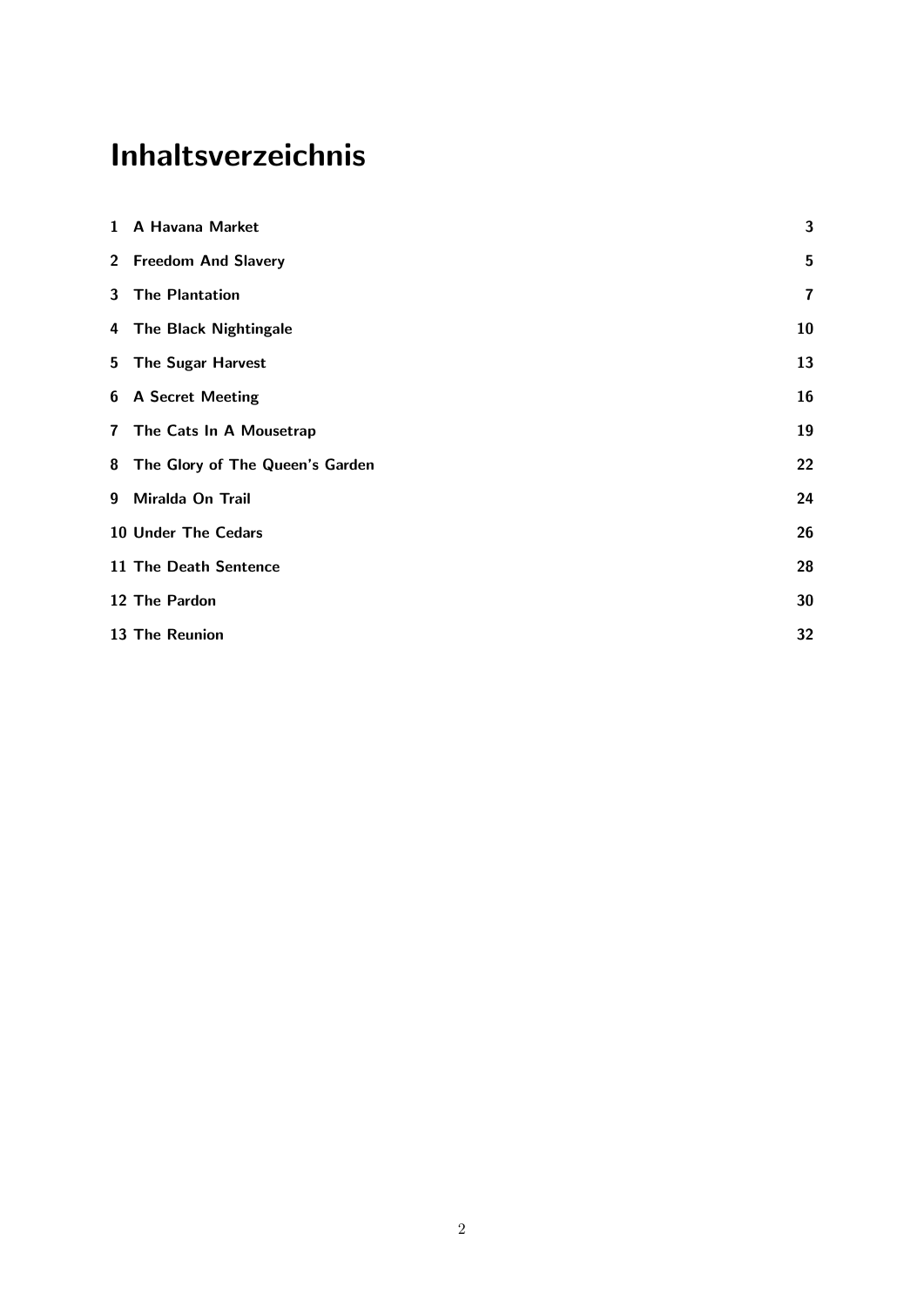# Inhaltsverzeichnis

| | |
|---|---|
| 1 A Havana Market | 3 |
| 2 Freedom And Slavery | 5 |
| 3 The Plantation | 7 |
| 4 The Black Nightingale | 10 |
| 5 The Sugar Harvest | 13 |
| 6 A Secret Meeting | 16 |
| 7 The Cats In A Mousetrap | 19 |
| 8 The Glory of The Queen's Garden | 22 |
| 9 Miralda On Trail | 24 |
| 10 Under The Cedars | 26 |
| 11 The Death Sentence | 28 |
| 12 The Pardon | 30 |
| 13 The Reunion | 32 |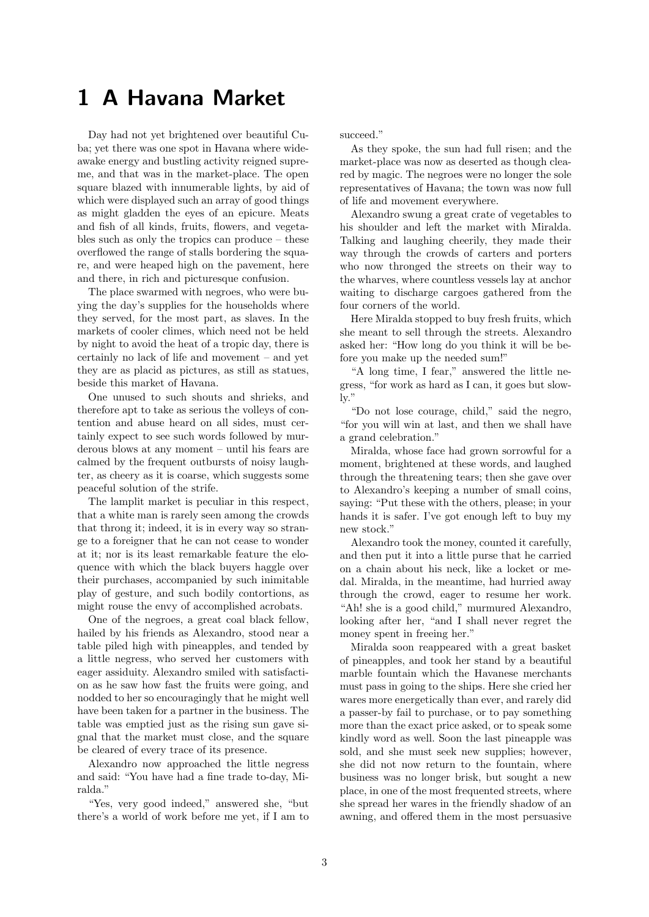# 1 A Havana Market

Day had not yet brightened over beautiful Cuba; yet there was one spot in Havana where wide-awake energy and bustling activity reigned supreme, and that was in the market-place. The open square blazed with innumerable lights, by aid of which were displayed such an array of good things as might gladden the eyes of an epicure. Meats and fish of all kinds, fruits, flowers, and vegetables such as only the tropics can produce – these overflowed the range of stalls bordering the square, and were heaped high on the pavement, here and there, in rich and picturesque confusion.

The place swarmed with negroes, who were buying the day's supplies for the households where they served, for the most part, as slaves. In the markets of cooler climes, which need not be held by night to avoid the heat of a tropic day, there is certainly no lack of life and movement – and yet they are as placid as pictures, as still as statues, beside this market of Havana.

One unused to such shouts and shrieks, and therefore apt to take as serious the volleys of contention and abuse heard on all sides, must certainly expect to see such words followed by murderous blows at any moment – until his fears are calmed by the frequent outbursts of noisy laughter, as cheery as it is coarse, which suggests some peaceful solution of the strife.

The lamplit market is peculiar in this respect, that a white man is rarely seen among the crowds that throng it; indeed, it is in every way so strange to a foreigner that he can not cease to wonder at it; nor is its least remarkable feature the eloquence with which the black buyers haggle over their purchases, accompanied by such inimitable play of gesture, and such bodily contortions, as might rouse the envy of accomplished acrobats.

One of the negroes, a great coal black fellow, hailed by his friends as Alexandro, stood near a table piled high with pineapples, and tended by a little negress, who served her customers with eager assiduity. Alexandro smiled with satisfaction as he saw how fast the fruits were going, and nodded to her so encouragingly that he might well have been taken for a partner in the business. The table was emptied just as the rising sun gave signal that the market must close, and the square be cleared of every trace of its presence.

Alexandro now approached the little negress and said: "You have had a fine trade to-day, Miralda."

"Yes, very good indeed," answered she, "but there's a world of work before me yet, if I am to succeed."

As they spoke, the sun had full risen; and the market-place was now as deserted as though cleared by magic. The negroes were no longer the sole representatives of Havana; the town was now full of life and movement everywhere.

Alexandro swung a great crate of vegetables to his shoulder and left the market with Miralda. Talking and laughing cheerily, they made their way through the crowds of carters and porters who now thronged the streets on their way to the wharves, where countless vessels lay at anchor waiting to discharge cargoes gathered from the four corners of the world.

Here Miralda stopped to buy fresh fruits, which she meant to sell through the streets. Alexandro asked her: "How long do you think it will be before you make up the needed sum!"

"A long time, I fear," answered the little negress, "for work as hard as I can, it goes but slowly."

"Do not lose courage, child," said the negro, "for you will win at last, and then we shall have a grand celebration."

Miralda, whose face had grown sorrowful for a moment, brightened at these words, and laughed through the threatening tears; then she gave over to Alexandro's keeping a number of small coins, saying: "Put these with the others, please; in your hands it is safer. I've got enough left to buy my new stock."

Alexandro took the money, counted it carefully, and then put it into a little purse that he carried on a chain about his neck, like a locket or medal. Miralda, in the meantime, had hurried away through the crowd, eager to resume her work. "Ah! she is a good child," murmured Alexandro, looking after her, "and I shall never regret the money spent in freeing her."

Miralda soon reappeared with a great basket of pineapples, and took her stand by a beautiful marble fountain which the Havanese merchants must pass in going to the ships. Here she cried her wares more energetically than ever, and rarely did a passer-by fail to purchase, or to pay something more than the exact price asked, or to speak some kindly word as well. Soon the last pineapple was sold, and she must seek new supplies; however, she did not now return to the fountain, where business was no longer brisk, but sought a new place, in one of the most frequented streets, where she spread her wares in the friendly shadow of an awning, and offered them in the most persuasive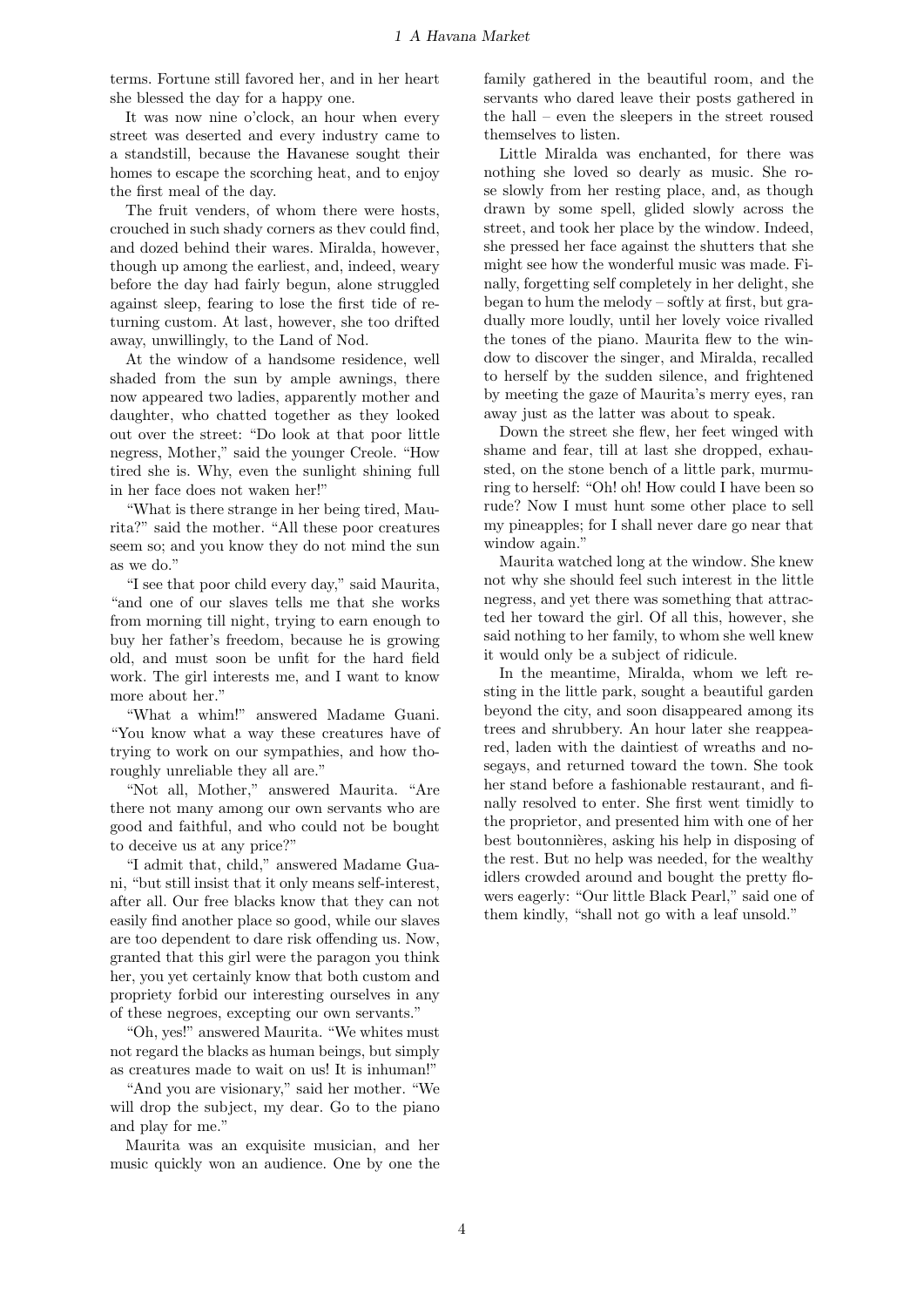terms. Fortune still favored her, and in her heart she blessed the day for a happy one.

It was now nine o'clock, an hour when every street was deserted and every industry came to a standstill, because the Havanese sought their homes to escape the scorching heat, and to enjoy the first meal of the day.

The fruit venders, of whom there were hosts, crouched in such shady corners as thev could find, and dozed behind their wares. Miralda, however, though up among the earliest, and, indeed, weary before the day had fairly begun, alone struggled against sleep, fearing to lose the first tide of returning custom. At last, however, she too drifted away, unwillingly, to the Land of Nod.

At the window of a handsome residence, well shaded from the sun by ample awnings, there now appeared two ladies, apparently mother and daughter, who chatted together as they looked out over the street: "Do look at that poor little negress, Mother," said the younger Creole. "How tired she is. Why, even the sunlight shining full in her face does not waken her!"

"What is there strange in her being tired, Maurita?" said the mother. "All these poor creatures seem so; and you know they do not mind the sun as we do."

"I see that poor child every day," said Maurita, "and one of our slaves tells me that she works from morning till night, trying to earn enough to buy her father's freedom, because he is growing old, and must soon be unfit for the hard field work. The girl interests me, and I want to know more about her."

"What a whim!" answered Madame Guani. "You know what a way these creatures have of trying to work on our sympathies, and how thoroughly unreliable they all are."

"Not all, Mother," answered Maurita. "Are there not many among our own servants who are good and faithful, and who could not be bought to deceive us at any price?"

"I admit that, child," answered Madame Guani, "but still insist that it only means self-interest, after all. Our free blacks know that they can not easily find another place so good, while our slaves are too dependent to dare risk offending us. Now, granted that this girl were the paragon you think her, you yet certainly know that both custom and propriety forbid our interesting ourselves in any of these negroes, excepting our own servants."

"Oh, yes!" answered Maurita. "We whites must not regard the blacks as human beings, but simply as creatures made to wait on us! It is inhuman!"

"And you are visionary," said her mother. "We will drop the subject, my dear. Go to the piano and play for me."

Maurita was an exquisite musician, and her music quickly won an audience. One by one the family gathered in the beautiful room, and the servants who dared leave their posts gathered in the hall – even the sleepers in the street roused themselves to listen.

Little Miralda was enchanted, for there was nothing she loved so dearly as music. She rose slowly from her resting place, and, as though drawn by some spell, glided slowly across the street, and took her place by the window. Indeed, she pressed her face against the shutters that she might see how the wonderful music was made. Finally, forgetting self completely in her delight, she began to hum the melody – softly at first, but gradually more loudly, until her lovely voice rivalled the tones of the piano. Maurita flew to the window to discover the singer, and Miralda, recalled to herself by the sudden silence, and frightened by meeting the gaze of Maurita's merry eyes, ran away just as the latter was about to speak.

Down the street she flew, her feet winged with shame and fear, till at last she dropped, exhausted, on the stone bench of a little park, murmuring to herself: "Oh! oh! How could I have been so rude? Now I must hunt some other place to sell my pineapples; for I shall never dare go near that window again."

Maurita watched long at the window. She knew not why she should feel such interest in the little negress, and yet there was something that attracted her toward the girl. Of all this, however, she said nothing to her family, to whom she well knew it would only be a subject of ridicule.

In the meantime, Miralda, whom we left resting in the little park, sought a beautiful garden beyond the city, and soon disappeared among its trees and shrubbery. An hour later she reappeared, laden with the daintiest of wreaths and nosegays, and returned toward the town. She took her stand before a fashionable restaurant, and finally resolved to enter. She first went timidly to the proprietor, and presented him with one of her best boutonnières, asking his help in disposing of the rest. But no help was needed, for the wealthy idlers crowded around and bought the pretty flowers eagerly: "Our little Black Pearl," said one of them kindly, "shall not go with a leaf unsold."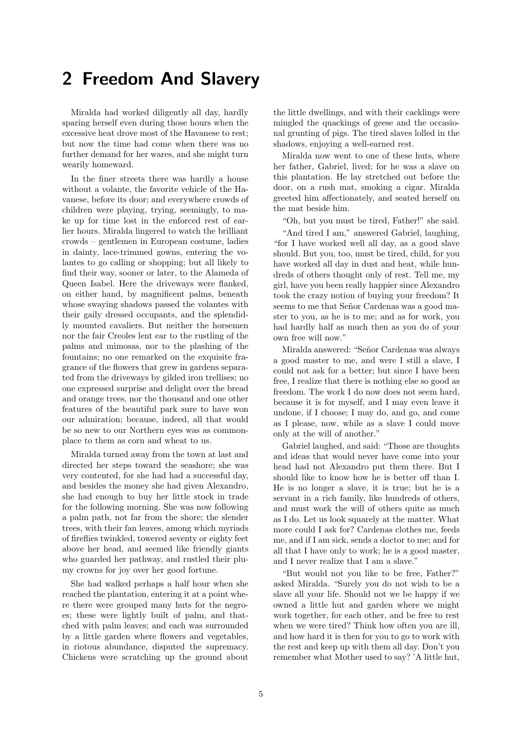# 2 Freedom And Slavery

Miralda had worked diligently all day, hardly sparing herself even during those hours when the excessive heat drove most of the Havanese to rest; but now the time had come when there was no further demand for her wares, and she might turn wearily homeward.

In the finer streets there was hardly a house without a volante, the favorite vehicle of the Havanese, before its door; and everywhere crowds of children were playing, trying, seemingly, to make up for time lost in the enforced rest of earlier hours. Miralda lingered to watch the brilliant crowds – gentlemen in European costume, ladies in dainty, lace-trimmed gowns, entering the volantes to go calling or shopping; but all likely to find their way, sooner or later, to the Alameda of Queen Isabel. Here the driveways were flanked, on either hand, by magnificent palms, beneath whose swaying shadows passed the volantes with their gaily dressed occupants, and the splendidly mounted cavaliers. But neither the horsemen nor the fair Creoles lent ear to the rustling of the palms and mimosas, nor to the plashing of the fountains; no one remarked on the exquisite fragrance of the flowers that grew in gardens separated from the driveways by gilded iron trellises; no one expressed surprise and delight over the bread and orange trees, nor the thousand and one other features of the beautiful park sure to have won our admiration; because, indeed, all that would be so new to our Northern eyes was as commonplace to them as corn and wheat to us.

Miralda turned away from the town at last and directed her steps toward the seashore; she was very contented, for she had had a successful day, and besides the money she had given Alexandro, she had enough to buy her little stock in trade for the following morning. She was now following a palm path, not far from the shore; the slender trees, with their fan leaves, among which myriads of fireflies twinkled, towered seventy or eighty feet above her head, and seemed like friendly giants who guarded her pathway, and rustled their plumy crowns for joy over her good fortune.

She had walked perhaps a half hour when she reached the plantation, entering it at a point where there were grouped many huts for the negroes; these were lightly built of palm, and thatched with palm leaves; and each was surrounded by a little garden where flowers and vegetables, in riotous abundance, disputed the supremacy. Chickens were scratching up the ground about the little dwellings, and with their cacklings were mingled the quackings of geese and the occasional grunting of pigs. The tired slaves lolled in the shadows, enjoying a well-earned rest.

Miralda now went to one of these huts, where her father, Gabriel, lived; for he was a slave on this plantation. He lay stretched out before the door, on a rush mat, smoking a cigar. Miralda greeted him affectionately, and seated herself on the mat beside him.

"Oh, but you must be tired, Father!" she said.

"And tired I am," answered Gabriel, laughing, "for I have worked well all day, as a good slave should. But you, too, must be tired, child, for you have worked all day in dust and heat, while hundreds of others thought only of rest. Tell me, my girl, have you been really happier since Alexandro took the crazy notion of buying your freedom? It seems to me that Señor Cardenas was a good master to you, as he is to me; and as for work, you had hardly half as much then as you do of your own free will now."

Miralda answered: "Señor Cardenas was always a good master to me, and were I still a slave, I could not ask for a better; but since I have been free, I realize that there is nothing else so good as freedom. The work I do now does not seem hard, because it is for myself, and I may even leave it undone, if I choose; I may do, and go, and come as I please, now, while as a slave I could move only at the will of another."

Gabriel laughed, and said: "Those are thoughts and ideas that would never have come into your head had not Alexandro put them there. But I should like to know how he is better off than I. He is no longer a slave, it is true; but he is a servant in a rich family, like hundreds of others, and must work the will of others quite as much as I do. Let us look squarely at the matter. What more could I ask for? Cardenas clothes me, feeds me, and if I am sick, sends a doctor to me; and for all that I have only to work; he is a good master, and I never realize that I am a slave."

"But would not you like to be free, Father?" asked Miralda. "Surely you do not wish to be a slave all your life. Should not we be happy if we owned a little hut and garden where we might work together, for each other, and be free to rest when we were tired? Think how often you are ill, and how hard it is then for you to go to work with the rest and keep up with them all day. Don't you remember what Mother used to say? 'A little hut,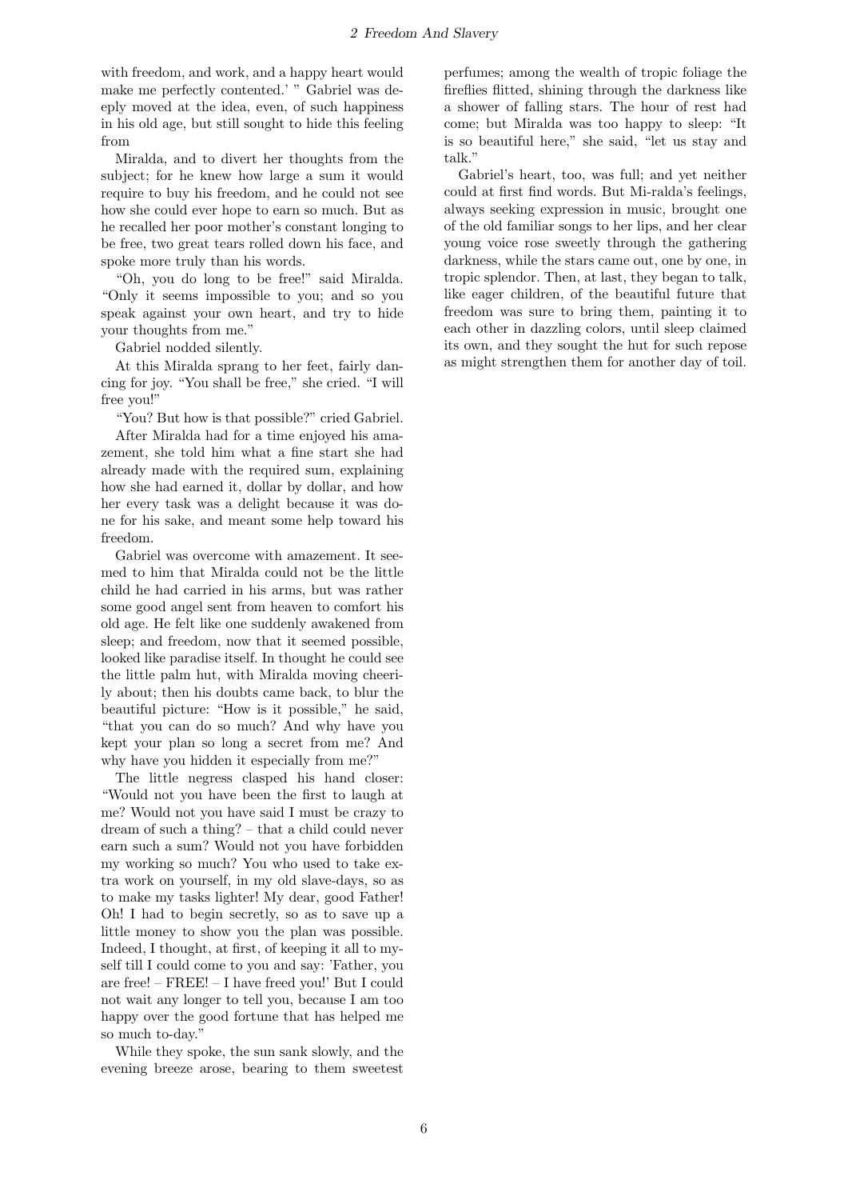with freedom, and work, and a happy heart would make me perfectly contented.' " Gabriel was deeply moved at the idea, even, of such happiness in his old age, but still sought to hide this feeling from

Miralda, and to divert her thoughts from the subject; for he knew how large a sum it would require to buy his freedom, and he could not see how she could ever hope to earn so much. But as he recalled her poor mother's constant longing to be free, two great tears rolled down his face, and spoke more truly than his words.

"Oh, you do long to be free!" said Miralda. "Only it seems impossible to you; and so you speak against your own heart, and try to hide your thoughts from me."

Gabriel nodded silently.

At this Miralda sprang to her feet, fairly dancing for joy. "You shall be free," she cried. "I will free you!"

"You? But how is that possible?" cried Gabriel.

After Miralda had for a time enjoyed his amazement, she told him what a fine start she had already made with the required sum, explaining how she had earned it, dollar by dollar, and how her every task was a delight because it was done for his sake, and meant some help toward his freedom.

Gabriel was overcome with amazement. It seemed to him that Miralda could not be the little child he had carried in his arms, but was rather some good angel sent from heaven to comfort his old age. He felt like one suddenly awakened from sleep; and freedom, now that it seemed possible, looked like paradise itself. In thought he could see the little palm hut, with Miralda moving cheerily about; then his doubts came back, to blur the beautiful picture: "How is it possible," he said, "that you can do so much? And why have you kept your plan so long a secret from me? And why have you hidden it especially from me?"

The little negress clasped his hand closer: "Would not you have been the first to laugh at me? Would not you have said I must be crazy to dream of such a thing? – that a child could never earn such a sum? Would not you have forbidden my working so much? You who used to take extra work on yourself, in my old slave-days, so as to make my tasks lighter! My dear, good Father! Oh! I had to begin secretly, so as to save up a little money to show you the plan was possible. Indeed, I thought, at first, of keeping it all to myself till I could come to you and say: 'Father, you are free! – FREE! – I have freed you!' But I could not wait any longer to tell you, because I am too happy over the good fortune that has helped me so much to-day."

While they spoke, the sun sank slowly, and the evening breeze arose, bearing to them sweetest perfumes; among the wealth of tropic foliage the fireflies flitted, shining through the darkness like a shower of falling stars. The hour of rest had come; but Miralda was too happy to sleep: "It is so beautiful here," she said, "let us stay and talk."

Gabriel's heart, too, was full; and yet neither could at first find words. But Miralda's feelings, always seeking expression in music, brought one of the old familiar songs to her lips, and her clear young voice rose sweetly through the gathering darkness, while the stars came out, one by one, in tropic splendor. Then, at last, they began to talk, like eager children, of the beautiful future that freedom was sure to bring them, painting it to each other in dazzling colors, until sleep claimed its own, and they sought the hut for such repose as might strengthen them for another day of toil.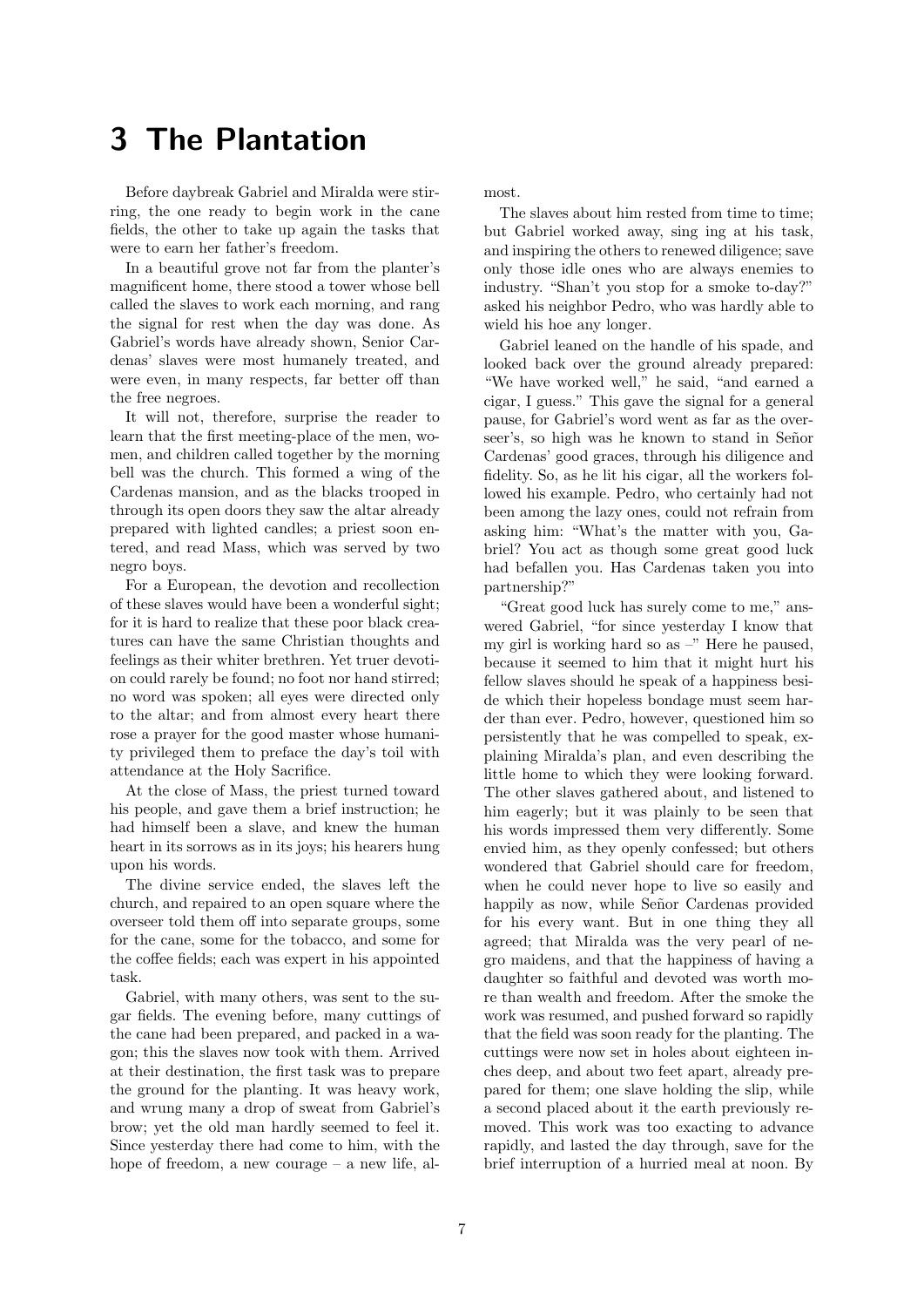# 3 The Plantation

Before daybreak Gabriel and Miralda were stirring, the one ready to begin work in the cane fields, the other to take up again the tasks that were to earn her father's freedom.

In a beautiful grove not far from the planter's magnificent home, there stood a tower whose bell called the slaves to work each morning, and rang the signal for rest when the day was done. As Gabriel's words have already shown, Senior Cardenas' slaves were most humanely treated, and were even, in many respects, far better off than the free negroes.

It will not, therefore, surprise the reader to learn that the first meeting-place of the men, women, and children called together by the morning bell was the church. This formed a wing of the Cardenas mansion, and as the blacks trooped in through its open doors they saw the altar already prepared with lighted candles; a priest soon entered, and read Mass, which was served by two negro boys.

For a European, the devotion and recollection of these slaves would have been a wonderful sight; for it is hard to realize that these poor black creatures can have the same Christian thoughts and feelings as their whiter brethren. Yet truer devotion could rarely be found; no foot nor hand stirred; no word was spoken; all eyes were directed only to the altar; and from almost every heart there rose a prayer for the good master whose humanity privileged them to preface the day's toil with attendance at the Holy Sacrifice.

At the close of Mass, the priest turned toward his people, and gave them a brief instruction; he had himself been a slave, and knew the human heart in its sorrows as in its joys; his hearers hung upon his words.

The divine service ended, the slaves left the church, and repaired to an open square where the overseer told them off into separate groups, some for the cane, some for the tobacco, and some for the coffee fields; each was expert in his appointed task.

Gabriel, with many others, was sent to the sugar fields. The evening before, many cuttings of the cane had been prepared, and packed in a wagon; this the slaves now took with them. Arrived at their destination, the first task was to prepare the ground for the planting. It was heavy work, and wrung many a drop of sweat from Gabriel's brow; yet the old man hardly seemed to feel it. Since yesterday there had come to him, with the hope of freedom, a new courage – a new life, almost.

The slaves about him rested from time to time; but Gabriel worked away, sing ing at his task, and inspiring the others to renewed diligence; save only those idle ones who are always enemies to industry. "Shan't you stop for a smoke to-day?" asked his neighbor Pedro, who was hardly able to wield his hoe any longer.

Gabriel leaned on the handle of his spade, and looked back over the ground already prepared: "We have worked well," he said, "and earned a cigar, I guess." This gave the signal for a general pause, for Gabriel's word went as far as the overseer's, so high was he known to stand in Señor Cardenas' good graces, through his diligence and fidelity. So, as he lit his cigar, all the workers followed his example. Pedro, who certainly had not been among the lazy ones, could not refrain from asking him: "What's the matter with you, Gabriel? You act as though some great good luck had befallen you. Has Cardenas taken you into partnership?"

"Great good luck has surely come to me," answered Gabriel, "for since yesterday I know that my girl is working hard so as –" Here he paused, because it seemed to him that it might hurt his fellow slaves should he speak of a happiness beside which their hopeless bondage must seem harder than ever. Pedro, however, questioned him so persistently that he was compelled to speak, explaining Miralda's plan, and even describing the little home to which they were looking forward. The other slaves gathered about, and listened to him eagerly; but it was plainly to be seen that his words impressed them very differently. Some envied him, as they openly confessed; but others wondered that Gabriel should care for freedom, when he could never hope to live so easily and happily as now, while Señor Cardenas provided for his every want. But in one thing they all agreed; that Miralda was the very pearl of negro maidens, and that the happiness of having a daughter so faithful and devoted was worth more than wealth and freedom. After the smoke the work was resumed, and pushed forward so rapidly that the field was soon ready for the planting. The cuttings were now set in holes about eighteen inches deep, and about two feet apart, already prepared for them; one slave holding the slip, while a second placed about it the earth previously removed. This work was too exacting to advance rapidly, and lasted the day through, save for the brief interruption of a hurried meal at noon. By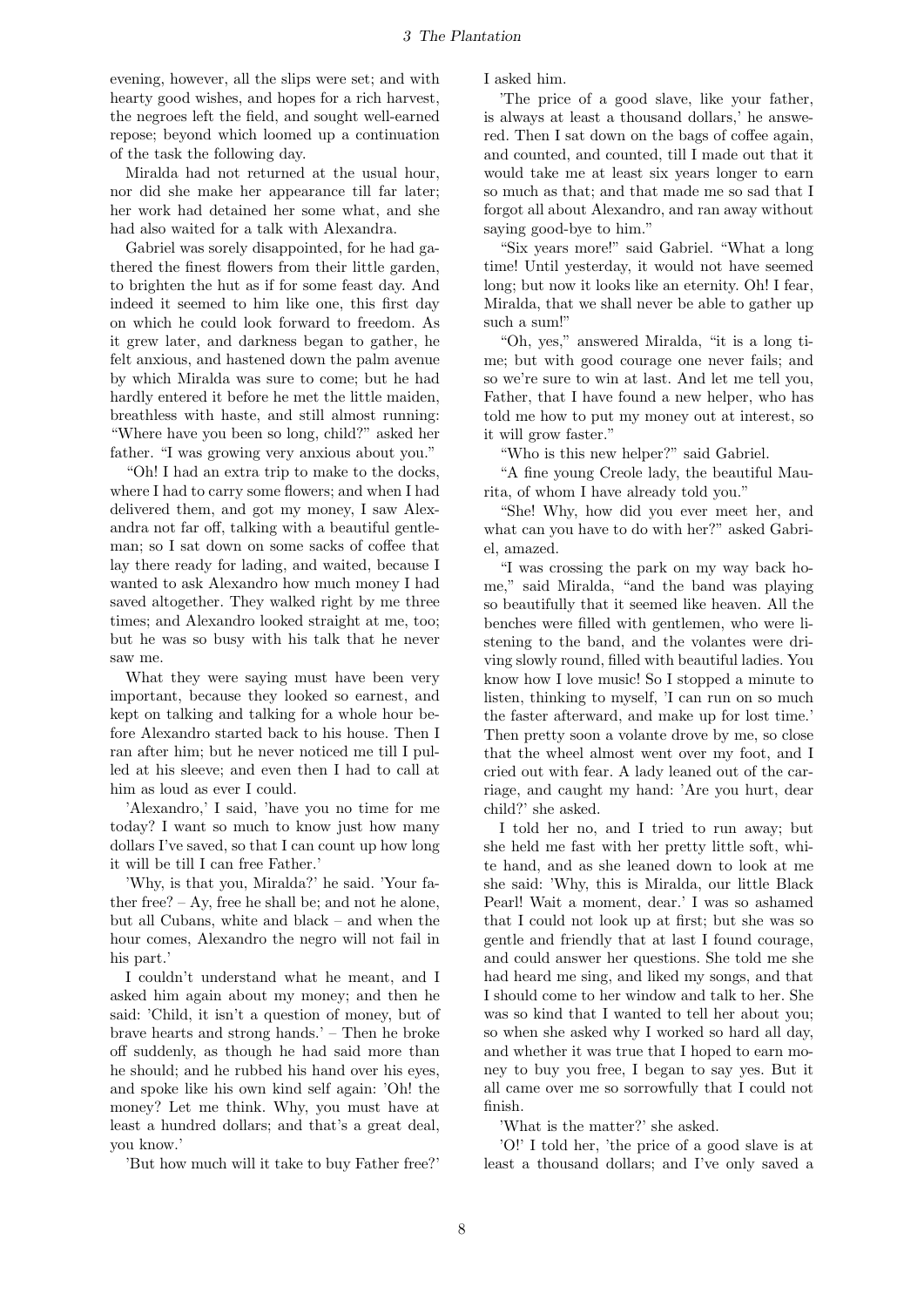evening, however, all the slips were set; and with hearty good wishes, and hopes for a rich harvest, the negroes left the field, and sought well-earned repose; beyond which loomed up a continuation of the task the following day.

Miralda had not returned at the usual hour, nor did she make her appearance till far later; her work had detained her some what, and she had also waited for a talk with Alexandra.

Gabriel was sorely disappointed, for he had gathered the finest flowers from their little garden, to brighten the hut as if for some feast day. And indeed it seemed to him like one, this first day on which he could look forward to freedom. As it grew later, and darkness began to gather, he felt anxious, and hastened down the palm avenue by which Miralda was sure to come; but he had hardly entered it before he met the little maiden, breathless with haste, and still almost running: "Where have you been so long, child?" asked her father. "I was growing very anxious about you."

"Oh! I had an extra trip to make to the docks, where I had to carry some flowers; and when I had delivered them, and got my money, I saw Alexandra not far off, talking with a beautiful gentleman; so I sat down on some sacks of coffee that lay there ready for lading, and waited, because I wanted to ask Alexandro how much money I had saved altogether. They walked right by me three times; and Alexandro looked straight at me, too; but he was so busy with his talk that he never saw me.

What they were saying must have been very important, because they looked so earnest, and kept on talking and talking for a whole hour before Alexandro started back to his house. Then I ran after him; but he never noticed me till I pulled at his sleeve; and even then I had to call at him as loud as ever I could.

'Alexandro,' I said, 'have you no time for me today? I want so much to know just how many dollars I've saved, so that I can count up how long it will be till I can free Father.'

'Why, is that you, Miralda?' he said. 'Your father free? – Ay, free he shall be; and not he alone, but all Cubans, white and black – and when the hour comes, Alexandro the negro will not fail in his part.'

I couldn't understand what he meant, and I asked him again about my money; and then he said: 'Child, it isn't a question of money, but of brave hearts and strong hands.' – Then he broke off suddenly, as though he had said more than he should; and he rubbed his hand over his eyes, and spoke like his own kind self again: 'Oh! the money? Let me think. Why, you must have at least a hundred dollars; and that's a great deal, you know.'

'But how much will it take to buy Father free?' I asked him.

'The price of a good slave, like your father, is always at least a thousand dollars,' he answered. Then I sat down on the bags of coffee again, and counted, and counted, till I made out that it would take me at least six years longer to earn so much as that; and that made me so sad that I forgot all about Alexandro, and ran away without saying good-bye to him."

"Six years more!" said Gabriel. "What a long time! Until yesterday, it would not have seemed long; but now it looks like an eternity. Oh! I fear, Miralda, that we shall never be able to gather up such a sum!"

"Oh, yes," answered Miralda, "it is a long time; but with good courage one never fails; and so we're sure to win at last. And let me tell you, Father, that I have found a new helper, who has told me how to put my money out at interest, so it will grow faster."

"Who is this new helper?" said Gabriel.

"A fine young Creole lady, the beautiful Maurita, of whom I have already told you."

"She! Why, how did you ever meet her, and what can you have to do with her?" asked Gabriel, amazed.

"I was crossing the park on my way back home," said Miralda, "and the band was playing so beautifully that it seemed like heaven. All the benches were filled with gentlemen, who were listening to the band, and the volantes were driving slowly round, filled with beautiful ladies. You know how I love music! So I stopped a minute to listen, thinking to myself, 'I can run on so much the faster afterward, and make up for lost time.' Then pretty soon a volante drove by me, so close that the wheel almost went over my foot, and I cried out with fear. A lady leaned out of the carriage, and caught my hand: 'Are you hurt, dear child?' she asked.

I told her no, and I tried to run away; but she held me fast with her pretty little soft, white hand, and as she leaned down to look at me she said: 'Why, this is Miralda, our little Black Pearl! Wait a moment, dear.' I was so ashamed that I could not look up at first; but she was so gentle and friendly that at last I found courage, and could answer her questions. She told me she had heard me sing, and liked my songs, and that I should come to her window and talk to her. She was so kind that I wanted to tell her about you; so when she asked why I worked so hard all day, and whether it was true that I hoped to earn money to buy you free, I began to say yes. But it all came over me so sorrowfully that I could not finish.

'What is the matter?' she asked.

'O!' I told her, 'the price of a good slave is at least a thousand dollars; and I've only saved a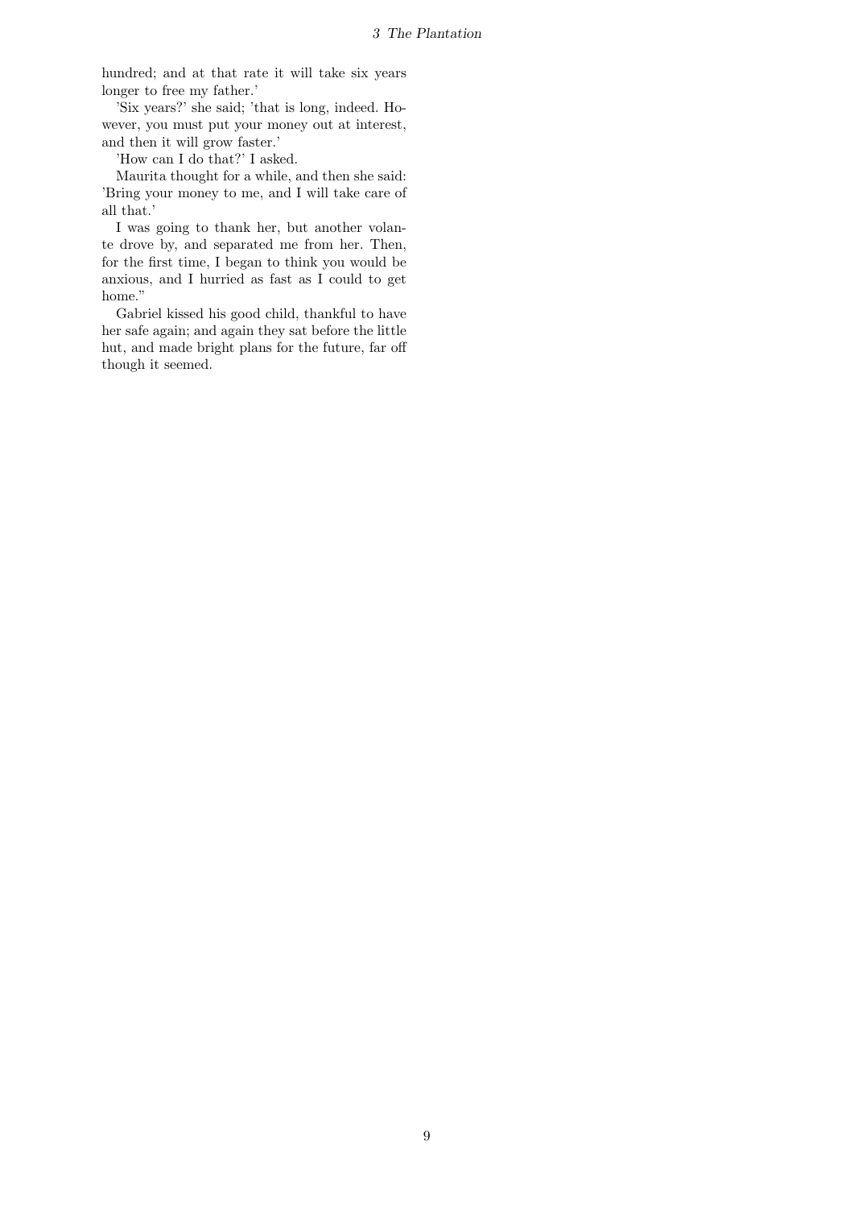hundred; and at that rate it will take six years longer to free my father.'

'Six years?' she said; 'that is long, indeed. However, you must put your money out at interest, and then it will grow faster.'

'How can I do that?' I asked.

Maurita thought for a while, and then she said: 'Bring your money to me, and I will take care of all that.'

I was going to thank her, but another volante drove by, and separated me from her. Then, for the first time, I began to think you would be anxious, and I hurried as fast as I could to get home."

Gabriel kissed his good child, thankful to have her safe again; and again they sat before the little hut, and made bright plans for the future, far off though it seemed.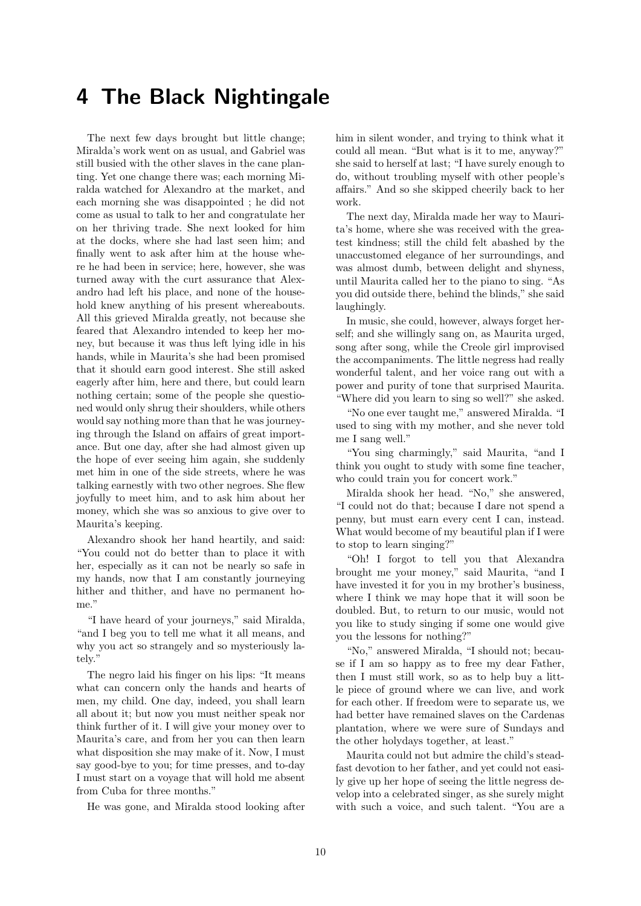# 4 The Black Nightingale

The next few days brought but little change; Miralda's work went on as usual, and Gabriel was still busied with the other slaves in the cane planting. Yet one change there was; each morning Miralda watched for Alexandro at the market, and each morning she was disappointed ; he did not come as usual to talk to her and congratulate her on her thriving trade. She next looked for him at the docks, where she had last seen him; and finally went to ask after him at the house where he had been in service; here, however, she was turned away with the curt assurance that Alexandro had left his place, and none of the household knew anything of his present whereabouts. All this grieved Miralda greatly, not because she feared that Alexandro intended to keep her money, but because it was thus left lying idle in his hands, while in Maurita's she had been promised that it should earn good interest. She still asked eagerly after him, here and there, but could learn nothing certain; some of the people she questioned would only shrug their shoulders, while others would say nothing more than that he was journeying through the Island on affairs of great importance. But one day, after she had almost given up the hope of ever seeing him again, she suddenly met him in one of the side streets, where he was talking earnestly with two other negroes. She flew joyfully to meet him, and to ask him about her money, which she was so anxious to give over to Maurita's keeping.

Alexandro shook her hand heartily, and said: "You could not do better than to place it with her, especially as it can not be nearly so safe in my hands, now that I am constantly journeying hither and thither, and have no permanent home."

"I have heard of your journeys," said Miralda, "and I beg you to tell me what it all means, and why you act so strangely and so mysteriously lately."

The negro laid his finger on his lips: "It means what can concern only the hands and hearts of men, my child. One day, indeed, you shall learn all about it; but now you must neither speak nor think further of it. I will give your money over to Maurita's care, and from her you can then learn what disposition she may make of it. Now, I must say good-bye to you; for time presses, and to-day I must start on a voyage that will hold me absent from Cuba for three months."

He was gone, and Miralda stood looking after him in silent wonder, and trying to think what it could all mean. "But what is it to me, anyway?" she said to herself at last; "I have surely enough to do, without troubling myself with other people's affairs." And so she skipped cheerily back to her work.

The next day, Miralda made her way to Maurita's home, where she was received with the greatest kindness; still the child felt abashed by the unaccustomed elegance of her surroundings, and was almost dumb, between delight and shyness, until Maurita called her to the piano to sing. "As you did outside there, behind the blinds," she said laughingly.

In music, she could, however, always forget herself; and she willingly sang on, as Maurita urged, song after song, while the Creole girl improvised the accompaniments. The little negress had really wonderful talent, and her voice rang out with a power and purity of tone that surprised Maurita. "Where did you learn to sing so well?" she asked.

"No one ever taught me," answered Miralda. "I used to sing with my mother, and she never told me I sang well."

"You sing charmingly," said Maurita, "and I think you ought to study with some fine teacher, who could train you for concert work."

Miralda shook her head. "No," she answered, "I could not do that; because I dare not spend a penny, but must earn every cent I can, instead. What would become of my beautiful plan if I were to stop to learn singing?"

"Oh! I forgot to tell you that Alexandra brought me your money," said Maurita, "and I have invested it for you in my brother's business, where I think we may hope that it will soon be doubled. But, to return to our music, would not you like to study singing if some one would give you the lessons for nothing?"

"No," answered Miralda, "I should not; because if I am so happy as to free my dear Father, then I must still work, so as to help buy a little piece of ground where we can live, and work for each other. If freedom were to separate us, we had better have remained slaves on the Cardenas plantation, where we were sure of Sundays and the other holydays together, at least."

Maurita could not but admire the child's steadfast devotion to her father, and yet could not easily give up her hope of seeing the little negress develop into a celebrated singer, as she surely might with such a voice, and such talent. "You are a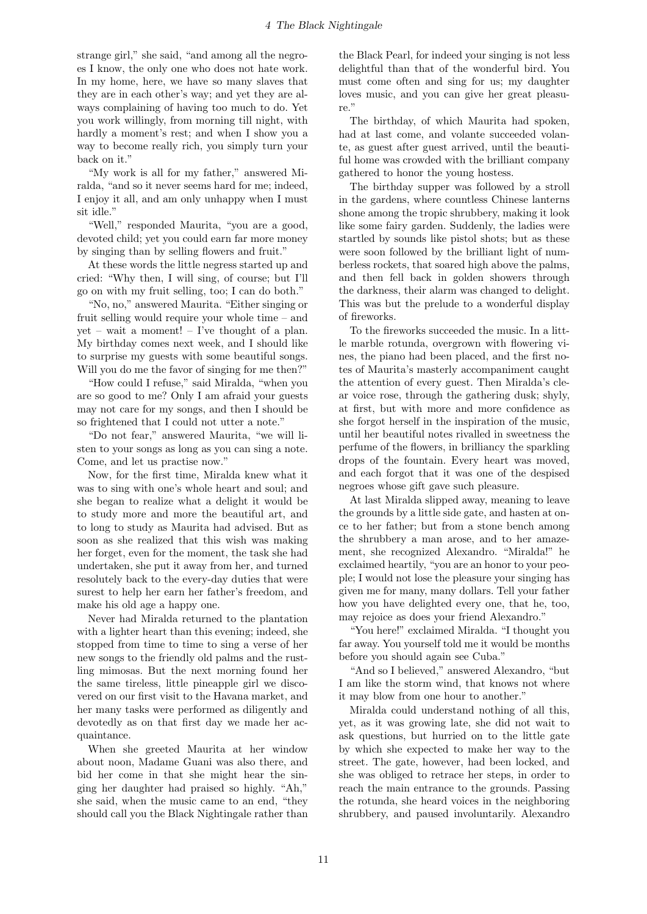strange girl," she said, "and among all the negroes I know, the only one who does not hate work. In my home, here, we have so many slaves that they are in each other's way; and yet they are always complaining of having too much to do. Yet you work willingly, from morning till night, with hardly a moment's rest; and when I show you a way to become really rich, you simply turn your back on it."

"My work is all for my father," answered Miralda, "and so it never seems hard for me; indeed, I enjoy it all, and am only unhappy when I must sit idle."

"Well," responded Maurita, "you are a good, devoted child; yet you could earn far more money by singing than by selling flowers and fruit."

At these words the little negress started up and cried: "Why then, I will sing, of course; but I'll go on with my fruit selling, too; I can do both."

"No, no," answered Maurita. "Either singing or fruit selling would require your whole time – and yet – wait a moment! – I've thought of a plan. My birthday comes next week, and I should like to surprise my guests with some beautiful songs. Will you do me the favor of singing for me then?"

"How could I refuse," said Miralda, "when you are so good to me? Only I am afraid your guests may not care for my songs, and then I should be so frightened that I could not utter a note."

"Do not fear," answered Maurita, "we will listen to your songs as long as you can sing a note. Come, and let us practise now."

Now, for the first time, Miralda knew what it was to sing with one's whole heart and soul; and she began to realize what a delight it would be to study more and more the beautiful art, and to long to study as Maurita had advised. But as soon as she realized that this wish was making her forget, even for the moment, the task she had undertaken, she put it away from her, and turned resolutely back to the every-day duties that were surest to help her earn her father's freedom, and make his old age a happy one.

Never had Miralda returned to the plantation with a lighter heart than this evening; indeed, she stopped from time to time to sing a verse of her new songs to the friendly old palms and the rustling mimosas. But the next morning found her the same tireless, little pineapple girl we discovered on our first visit to the Havana market, and her many tasks were performed as diligently and devotedly as on that first day we made her acquaintance.

When she greeted Maurita at her window about noon, Madame Guani was also there, and bid her come in that she might hear the singing her daughter had praised so highly. "Ah," she said, when the music came to an end, "they should call you the Black Nightingale rather than the Black Pearl, for indeed your singing is not less delightful than that of the wonderful bird. You must come often and sing for us; my daughter loves music, and you can give her great pleasure."

The birthday, of which Maurita had spoken, had at last come, and volante succeeded volante, as guest after guest arrived, until the beautiful home was crowded with the brilliant company gathered to honor the young hostess.

The birthday supper was followed by a stroll in the gardens, where countless Chinese lanterns shone among the tropic shrubbery, making it look like some fairy garden. Suddenly, the ladies were startled by sounds like pistol shots; but as these were soon followed by the brilliant light of numberless rockets, that soared high above the palms, and then fell back in golden showers through the darkness, their alarm was changed to delight. This was but the prelude to a wonderful display of fireworks.

To the fireworks succeeded the music. In a little marble rotunda, overgrown with flowering vines, the piano had been placed, and the first notes of Maurita's masterly accompaniment caught the attention of every guest. Then Miralda's clear voice rose, through the gathering dusk; shyly, at first, but with more and more confidence as she forgot herself in the inspiration of the music, until her beautiful notes rivalled in sweetness the perfume of the flowers, in brilliancy the sparkling drops of the fountain. Every heart was moved, and each forgot that it was one of the despised negroes whose gift gave such pleasure.

At last Miralda slipped away, meaning to leave the grounds by a little side gate, and hasten at once to her father; but from a stone bench among the shrubbery a man arose, and to her amazement, she recognized Alexandro. "Miralda!" he exclaimed heartily, "you are an honor to your people; I would not lose the pleasure your singing has given me for many, many dollars. Tell your father how you have delighted every one, that he, too, may rejoice as does your friend Alexandro."

"You here!" exclaimed Miralda. "I thought you far away. You yourself told me it would be months before you should again see Cuba."

"And so I believed," answered Alexandro, "but I am like the storm wind, that knows not where it may blow from one hour to another."

Miralda could understand nothing of all this, yet, as it was growing late, she did not wait to ask questions, but hurried on to the little gate by which she expected to make her way to the street. The gate, however, had been locked, and she was obliged to retrace her steps, in order to reach the main entrance to the grounds. Passing the rotunda, she heard voices in the neighboring shrubbery, and paused involuntarily. Alexandro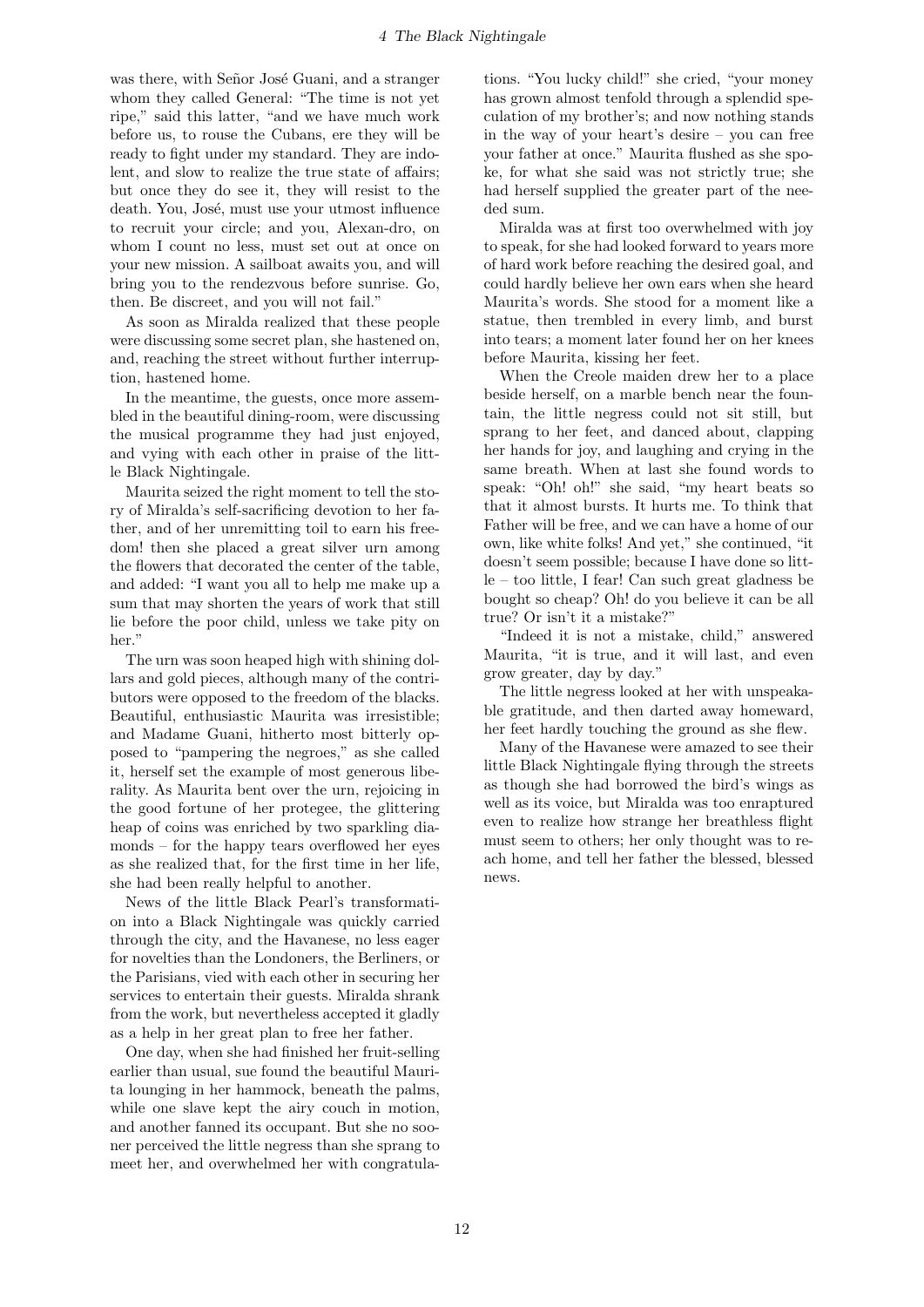was there, with Señor José Guani, and a stranger whom they called General: "The time is not yet ripe," said this latter, "and we have much work before us, to rouse the Cubans, ere they will be ready to fight under my standard. They are indolent, and slow to realize the true state of affairs; but once they do see it, they will resist to the death. You, José, must use your utmost influence to recruit your circle; and you, Alexan-dro, on whom I count no less, must set out at once on your new mission. A sailboat awaits you, and will bring you to the rendezvous before sunrise. Go, then. Be discreet, and you will not fail."

As soon as Miralda realized that these people were discussing some secret plan, she hastened on, and, reaching the street without further interruption, hastened home.

In the meantime, the guests, once more assembled in the beautiful dining-room, were discussing the musical programme they had just enjoyed, and vying with each other in praise of the little Black Nightingale.

Maurita seized the right moment to tell the story of Miralda's self-sacrificing devotion to her father, and of her unremitting toil to earn his freedom! then she placed a great silver urn among the flowers that decorated the center of the table, and added: "I want you all to help me make up a sum that may shorten the years of work that still lie before the poor child, unless we take pity on her."

The urn was soon heaped high with shining dollars and gold pieces, although many of the contributors were opposed to the freedom of the blacks. Beautiful, enthusiastic Maurita was irresistible; and Madame Guani, hitherto most bitterly opposed to "pampering the negroes," as she called it, herself set the example of most generous liberality. As Maurita bent over the urn, rejoicing in the good fortune of her protegee, the glittering heap of coins was enriched by two sparkling diamonds – for the happy tears overflowed her eyes as she realized that, for the first time in her life, she had been really helpful to another.

News of the little Black Pearl's transformation into a Black Nightingale was quickly carried through the city, and the Havanese, no less eager for novelties than the Londoners, the Berliners, or the Parisians, vied with each other in securing her services to entertain their guests. Miralda shrank from the work, but nevertheless accepted it gladly as a help in her great plan to free her father.

One day, when she had finished her fruit-selling earlier than usual, sue found the beautiful Maurita lounging in her hammock, beneath the palms, while one slave kept the airy couch in motion, and another fanned its occupant. But she no sooner perceived the little negress than she sprang to meet her, and overwhelmed her with congratulations. "You lucky child!" she cried, "your money has grown almost tenfold through a splendid speculation of my brother's; and now nothing stands in the way of your heart's desire – you can free your father at once." Maurita flushed as she spoke, for what she said was not strictly true; she had herself supplied the greater part of the needed sum.

Miralda was at first too overwhelmed with joy to speak, for she had looked forward to years more of hard work before reaching the desired goal, and could hardly believe her own ears when she heard Maurita's words. She stood for a moment like a statue, then trembled in every limb, and burst into tears; a moment later found her on her knees before Maurita, kissing her feet.

When the Creole maiden drew her to a place beside herself, on a marble bench near the fountain, the little negress could not sit still, but sprang to her feet, and danced about, clapping her hands for joy, and laughing and crying in the same breath. When at last she found words to speak: "Oh! oh!" she said, "my heart beats so that it almost bursts. It hurts me. To think that Father will be free, and we can have a home of our own, like white folks! And yet," she continued, "it doesn't seem possible; because I have done so little – too little, I fear! Can such great gladness be bought so cheap? Oh! do you believe it can be all true? Or isn't it a mistake?"

"Indeed it is not a mistake, child," answered Maurita, "it is true, and it will last, and even grow greater, day by day."

The little negress looked at her with unspeakable gratitude, and then darted away homeward, her feet hardly touching the ground as she flew.

Many of the Havanese were amazed to see their little Black Nightingale flying through the streets as though she had borrowed the bird's wings as well as its voice, but Miralda was too enraptured even to realize how strange her breathless flight must seem to others; her only thought was to reach home, and tell her father the blessed, blessed news.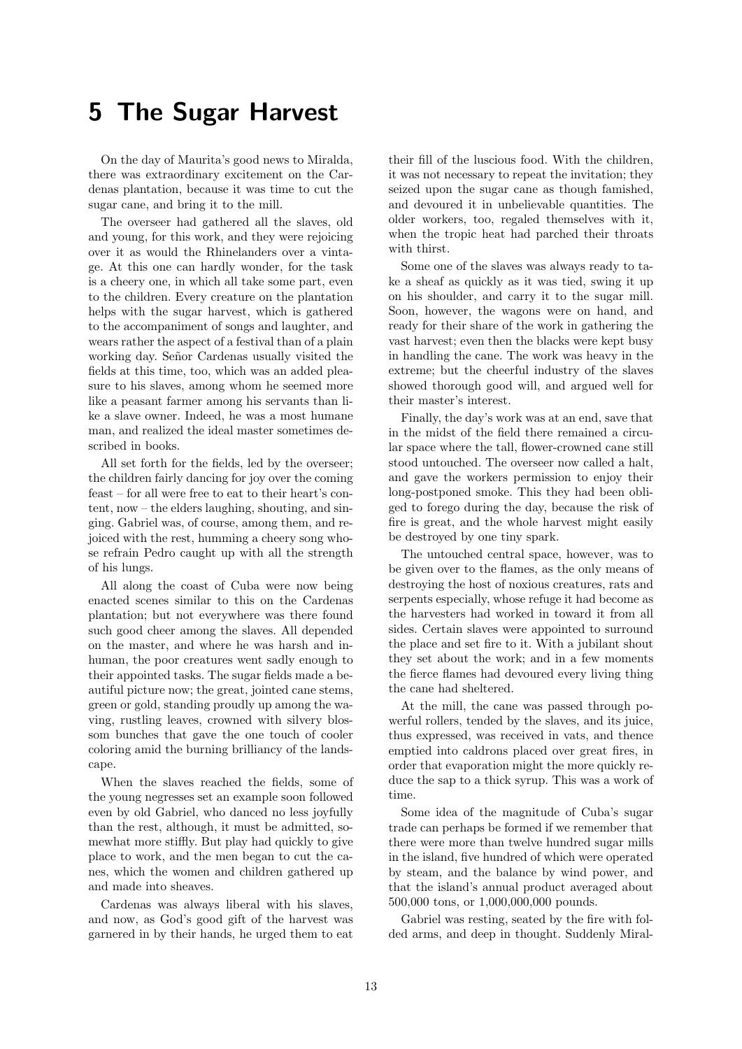# 5 The Sugar Harvest

On the day of Maurita's good news to Miralda, there was extraordinary excitement on the Cardenas plantation, because it was time to cut the sugar cane, and bring it to the mill.

The overseer had gathered all the slaves, old and young, for this work, and they were rejoicing over it as would the Rhinelanders over a vintage. At this one can hardly wonder, for the task is a cheery one, in which all take some part, even to the children. Every creature on the plantation helps with the sugar harvest, which is gathered to the accompaniment of songs and laughter, and wears rather the aspect of a festival than of a plain working day. Señor Cardenas usually visited the fields at this time, too, which was an added pleasure to his slaves, among whom he seemed more like a peasant farmer among his servants than like a slave owner. Indeed, he was a most humane man, and realized the ideal master sometimes described in books.

All set forth for the fields, led by the overseer; the children fairly dancing for joy over the coming feast – for all were free to eat to their heart's content, now – the elders laughing, shouting, and singing. Gabriel was, of course, among them, and rejoiced with the rest, humming a cheery song whose refrain Pedro caught up with all the strength of his lungs.

All along the coast of Cuba were now being enacted scenes similar to this on the Cardenas plantation; but not everywhere was there found such good cheer among the slaves. All depended on the master, and where he was harsh and inhuman, the poor creatures went sadly enough to their appointed tasks. The sugar fields made a beautiful picture now; the great, jointed cane stems, green or gold, standing proudly up among the waving, rustling leaves, crowned with silvery blossom bunches that gave the one touch of cooler coloring amid the burning brilliancy of the landscape.

When the slaves reached the fields, some of the young negresses set an example soon followed even by old Gabriel, who danced no less joyfully than the rest, although, it must be admitted, somewhat more stiffly. But play had quickly to give place to work, and the men began to cut the canes, which the women and children gathered up and made into sheaves.

Cardenas was always liberal with his slaves, and now, as God's good gift of the harvest was garnered in by their hands, he urged them to eat their fill of the luscious food. With the children, it was not necessary to repeat the invitation; they seized upon the sugar cane as though famished, and devoured it in unbelievable quantities. The older workers, too, regaled themselves with it, when the tropic heat had parched their throats with thirst.

Some one of the slaves was always ready to take a sheaf as quickly as it was tied, swing it up on his shoulder, and carry it to the sugar mill. Soon, however, the wagons were on hand, and ready for their share of the work in gathering the vast harvest; even then the blacks were kept busy in handling the cane. The work was heavy in the extreme; but the cheerful industry of the slaves showed thorough good will, and argued well for their master's interest.

Finally, the day's work was at an end, save that in the midst of the field there remained a circular space where the tall, flower-crowned cane still stood untouched. The overseer now called a halt, and gave the workers permission to enjoy their long-postponed smoke. This they had been obliged to forego during the day, because the risk of fire is great, and the whole harvest might easily be destroyed by one tiny spark.

The untouched central space, however, was to be given over to the flames, as the only means of destroying the host of noxious creatures, rats and serpents especially, whose refuge it had become as the harvesters had worked in toward it from all sides. Certain slaves were appointed to surround the place and set fire to it. With a jubilant shout they set about the work; and in a few moments the fierce flames had devoured every living thing the cane had sheltered.

At the mill, the cane was passed through powerful rollers, tended by the slaves, and its juice, thus expressed, was received in vats, and thence emptied into caldrons placed over great fires, in order that evaporation might the more quickly reduce the sap to a thick syrup. This was a work of time.

Some idea of the magnitude of Cuba's sugar trade can perhaps be formed if we remember that there were more than twelve hundred sugar mills in the island, five hundred of which were operated by steam, and the balance by wind power, and that the island's annual product averaged about 500,000 tons, or 1,000,000,000 pounds.

Gabriel was resting, seated by the fire with folded arms, and deep in thought. Suddenly Miral-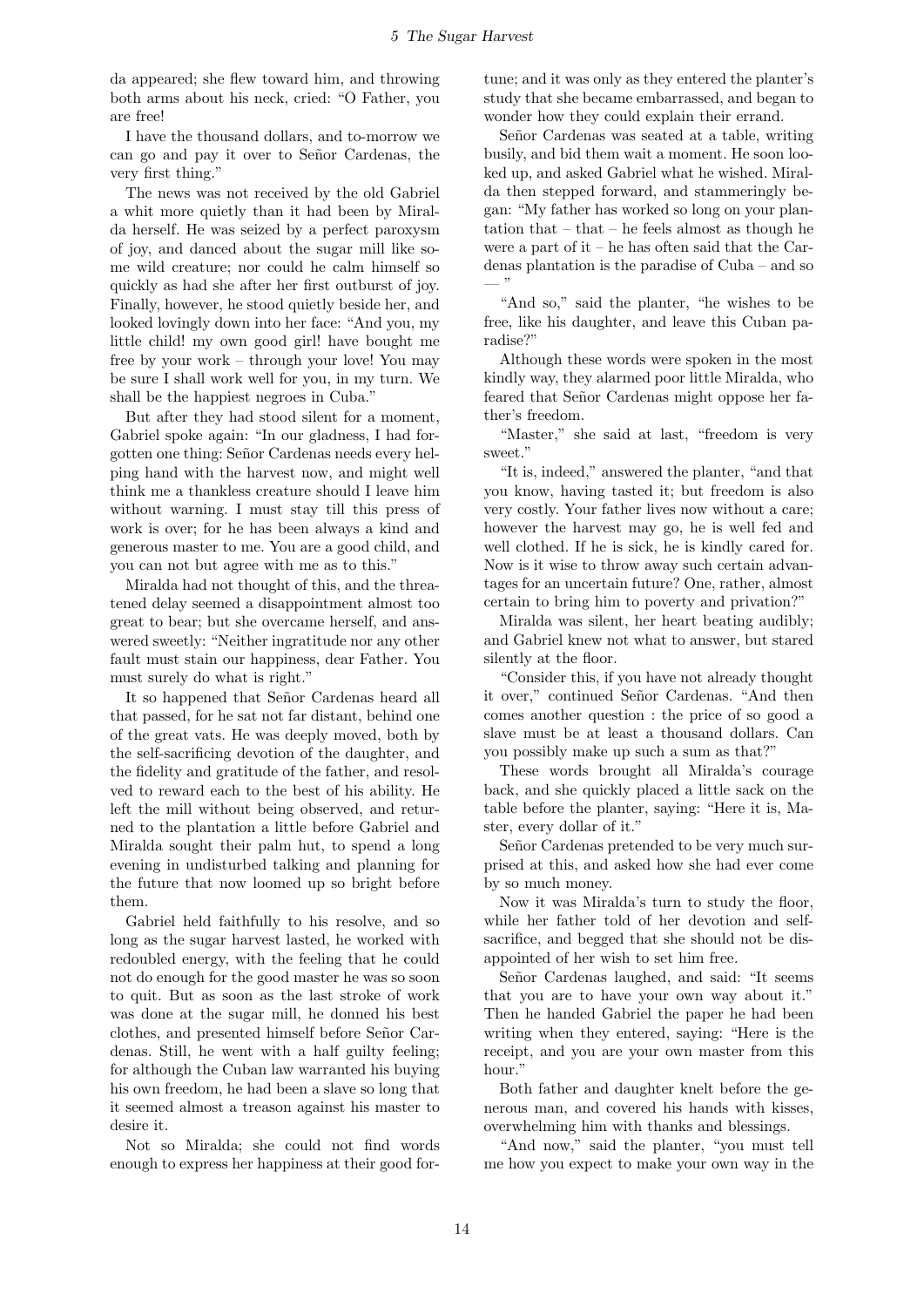da appeared; she flew toward him, and throwing both arms about his neck, cried: "O Father, you are free!

I have the thousand dollars, and to-morrow we can go and pay it over to Señor Cardenas, the very first thing."

The news was not received by the old Gabriel a whit more quietly than it had been by Miralda herself. He was seized by a perfect paroxysm of joy, and danced about the sugar mill like some wild creature; nor could he calm himself so quickly as had she after her first outburst of joy. Finally, however, he stood quietly beside her, and looked lovingly down into her face: "And you, my little child! my own good girl! have bought me free by your work – through your love! You may be sure I shall work well for you, in my turn. We shall be the happiest negroes in Cuba."

But after they had stood silent for a moment, Gabriel spoke again: "In our gladness, I had forgotten one thing: Señor Cardenas needs every helping hand with the harvest now, and might well think me a thankless creature should I leave him without warning. I must stay till this press of work is over; for he has been always a kind and generous master to me. You are a good child, and you can not but agree with me as to this."

Miralda had not thought of this, and the threatened delay seemed a disappointment almost too great to bear; but she overcame herself, and answered sweetly: "Neither ingratitude nor any other fault must stain our happiness, dear Father. You must surely do what is right."

It so happened that Señor Cardenas heard all that passed, for he sat not far distant, behind one of the great vats. He was deeply moved, both by the self-sacrificing devotion of the daughter, and the fidelity and gratitude of the father, and resolved to reward each to the best of his ability. He left the mill without being observed, and returned to the plantation a little before Gabriel and Miralda sought their palm hut, to spend a long evening in undisturbed talking and planning for the future that now loomed up so bright before them.

Gabriel held faithfully to his resolve, and so long as the sugar harvest lasted, he worked with redoubled energy, with the feeling that he could not do enough for the good master he was so soon to quit. But as soon as the last stroke of work was done at the sugar mill, he donned his best clothes, and presented himself before Señor Cardenas. Still, he went with a half guilty feeling; for although the Cuban law warranted his buying his own freedom, he had been a slave so long that it seemed almost a treason against his master to desire it.

Not so Miralda; she could not find words enough to express her happiness at their good fortune; and it was only as they entered the planter's study that she became embarrassed, and began to wonder how they could explain their errand.

Señor Cardenas was seated at a table, writing busily, and bid them wait a moment. He soon looked up, and asked Gabriel what he wished. Miralda then stepped forward, and stammeringly began: "My father has worked so long on your plantation that – that – he feels almost as though he were a part of it – he has often said that the Cardenas plantation is the paradise of Cuba – and so — "

"And so," said the planter, "he wishes to be free, like his daughter, and leave this Cuban paradise?"

Although these words were spoken in the most kindly way, they alarmed poor little Miralda, who feared that Señor Cardenas might oppose her father's freedom.

"Master," she said at last, "freedom is very sweet."

"It is, indeed," answered the planter, "and that you know, having tasted it; but freedom is also very costly. Your father lives now without a care; however the harvest may go, he is well fed and well clothed. If he is sick, he is kindly cared for. Now is it wise to throw away such certain advantages for an uncertain future? One, rather, almost certain to bring him to poverty and privation?"

Miralda was silent, her heart beating audibly; and Gabriel knew not what to answer, but stared silently at the floor.

"Consider this, if you have not already thought it over," continued Señor Cardenas. "And then comes another question : the price of so good a slave must be at least a thousand dollars. Can you possibly make up such a sum as that?"

These words brought all Miralda's courage back, and she quickly placed a little sack on the table before the planter, saying: "Here it is, Master, every dollar of it."

Señor Cardenas pretended to be very much surprised at this, and asked how she had ever come by so much money.

Now it was Miralda's turn to study the floor, while her father told of her devotion and self-sacrifice, and begged that she should not be disappointed of her wish to set him free.

Señor Cardenas laughed, and said: "It seems that you are to have your own way about it." Then he handed Gabriel the paper he had been writing when they entered, saying: "Here is the receipt, and you are your own master from this hour."

Both father and daughter knelt before the generous man, and covered his hands with kisses, overwhelming him with thanks and blessings.

"And now," said the planter, "you must tell me how you expect to make your own way in the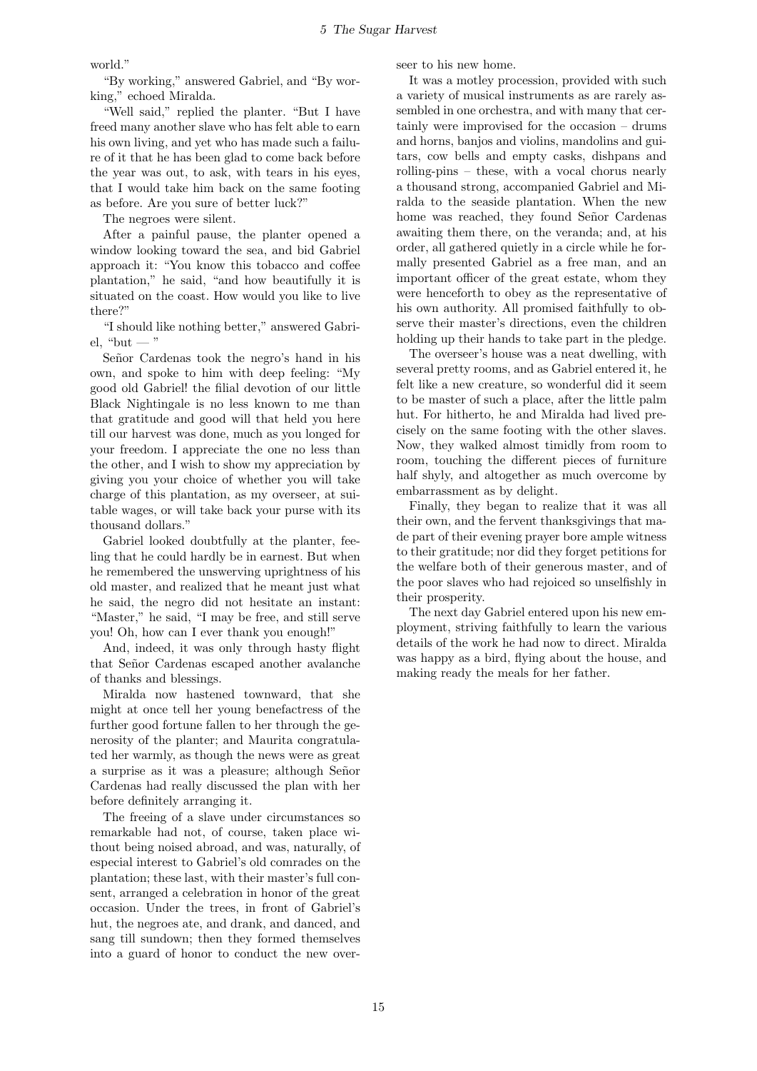world."

"By working," answered Gabriel, and "By working," echoed Miralda.

"Well said," replied the planter. "But I have freed many another slave who has felt able to earn his own living, and yet who has made such a failure of it that he has been glad to come back before the year was out, to ask, with tears in his eyes, that I would take him back on the same footing as before. Are you sure of better luck?"

The negroes were silent.

After a painful pause, the planter opened a window looking toward the sea, and bid Gabriel approach it: "You know this tobacco and coffee plantation," he said, "and how beautifully it is situated on the coast. How would you like to live there?"

"I should like nothing better," answered Gabriel, "but — "

Señor Cardenas took the negro's hand in his own, and spoke to him with deep feeling: "My good old Gabriel! the filial devotion of our little Black Nightingale is no less known to me than that gratitude and good will that held you here till our harvest was done, much as you longed for your freedom. I appreciate the one no less than the other, and I wish to show my appreciation by giving you your choice of whether you will take charge of this plantation, as my overseer, at suitable wages, or will take back your purse with its thousand dollars."

Gabriel looked doubtfully at the planter, feeling that he could hardly be in earnest. But when he remembered the unswerving uprightness of his old master, and realized that he meant just what he said, the negro did not hesitate an instant: "Master," he said, "I may be free, and still serve you! Oh, how can I ever thank you enough!"

And, indeed, it was only through hasty flight that Señor Cardenas escaped another avalanche of thanks and blessings.

Miralda now hastened townward, that she might at once tell her young benefactress of the further good fortune fallen to her through the generosity of the planter; and Maurita congratulated her warmly, as though the news were as great a surprise as it was a pleasure; although Señor Cardenas had really discussed the plan with her before definitely arranging it.

The freeing of a slave under circumstances so remarkable had not, of course, taken place without being noised abroad, and was, naturally, of especial interest to Gabriel's old comrades on the plantation; these last, with their master's full consent, arranged a celebration in honor of the great occasion. Under the trees, in front of Gabriel's hut, the negroes ate, and drank, and danced, and sang till sundown; then they formed themselves into a guard of honor to conduct the new overseer to his new home.

It was a motley procession, provided with such a variety of musical instruments as are rarely assembled in one orchestra, and with many that certainly were improvised for the occasion – drums and horns, banjos and violins, mandolins and guitars, cow bells and empty casks, dishpans and rolling-pins – these, with a vocal chorus nearly a thousand strong, accompanied Gabriel and Miralda to the seaside plantation. When the new home was reached, they found Señor Cardenas awaiting them there, on the veranda; and, at his order, all gathered quietly in a circle while he formally presented Gabriel as a free man, and an important officer of the great estate, whom they were henceforth to obey as the representative of his own authority. All promised faithfully to observe their master's directions, even the children holding up their hands to take part in the pledge.

The overseer's house was a neat dwelling, with several pretty rooms, and as Gabriel entered it, he felt like a new creature, so wonderful did it seem to be master of such a place, after the little palm hut. For hitherto, he and Miralda had lived precisely on the same footing with the other slaves. Now, they walked almost timidly from room to room, touching the different pieces of furniture half shyly, and altogether as much overcome by embarrassment as by delight.

Finally, they began to realize that it was all their own, and the fervent thanksgivings that made part of their evening prayer bore ample witness to their gratitude; nor did they forget petitions for the welfare both of their generous master, and of the poor slaves who had rejoiced so unselfishly in their prosperity.

The next day Gabriel entered upon his new employment, striving faithfully to learn the various details of the work he had now to direct. Miralda was happy as a bird, flying about the house, and making ready the meals for her father.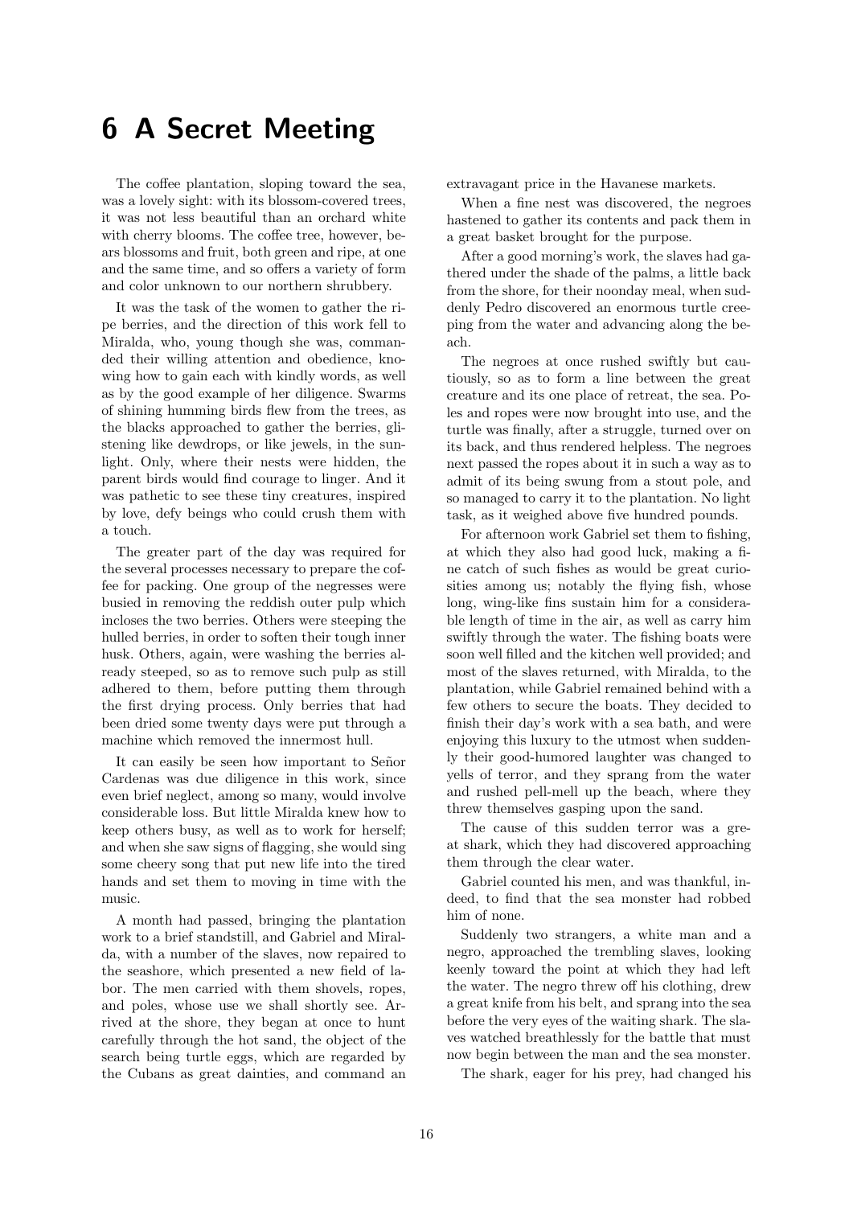# 6 A Secret Meeting

The coffee plantation, sloping toward the sea, was a lovely sight: with its blossom-covered trees, it was not less beautiful than an orchard white with cherry blooms. The coffee tree, however, bears blossoms and fruit, both green and ripe, at one and the same time, and so offers a variety of form and color unknown to our northern shrubbery.

It was the task of the women to gather the ripe berries, and the direction of this work fell to Miralda, who, young though she was, commanded their willing attention and obedience, knowing how to gain each with kindly words, as well as by the good example of her diligence. Swarms of shining humming birds flew from the trees, as the blacks approached to gather the berries, glistening like dewdrops, or like jewels, in the sunlight. Only, where their nests were hidden, the parent birds would find courage to linger. And it was pathetic to see these tiny creatures, inspired by love, defy beings who could crush them with a touch.

The greater part of the day was required for the several processes necessary to prepare the coffee for packing. One group of the negresses were busied in removing the reddish outer pulp which incloses the two berries. Others were steeping the hulled berries, in order to soften their tough inner husk. Others, again, were washing the berries already steeped, so as to remove such pulp as still adhered to them, before putting them through the first drying process. Only berries that had been dried some twenty days were put through a machine which removed the innermost hull.

It can easily be seen how important to Señor Cardenas was due diligence in this work, since even brief neglect, among so many, would involve considerable loss. But little Miralda knew how to keep others busy, as well as to work for herself; and when she saw signs of flagging, she would sing some cheery song that put new life into the tired hands and set them to moving in time with the music.

A month had passed, bringing the plantation work to a brief standstill, and Gabriel and Miralda, with a number of the slaves, now repaired to the seashore, which presented a new field of labor. The men carried with them shovels, ropes, and poles, whose use we shall shortly see. Arrived at the shore, they began at once to hunt carefully through the hot sand, the object of the search being turtle eggs, which are regarded by the Cubans as great dainties, and command an extravagant price in the Havanese markets.

When a fine nest was discovered, the negroes hastened to gather its contents and pack them in a great basket brought for the purpose.

After a good morning's work, the slaves had gathered under the shade of the palms, a little back from the shore, for their noonday meal, when suddenly Pedro discovered an enormous turtle creeping from the water and advancing along the beach.

The negroes at once rushed swiftly but cautiously, so as to form a line between the great creature and its one place of retreat, the sea. Poles and ropes were now brought into use, and the turtle was finally, after a struggle, turned over on its back, and thus rendered helpless. The negroes next passed the ropes about it in such a way as to admit of its being swung from a stout pole, and so managed to carry it to the plantation. No light task, as it weighed above five hundred pounds.

For afternoon work Gabriel set them to fishing, at which they also had good luck, making a fine catch of such fishes as would be great curiosities among us; notably the flying fish, whose long, wing-like fins sustain him for a considerable length of time in the air, as well as carry him swiftly through the water. The fishing boats were soon well filled and the kitchen well provided; and most of the slaves returned, with Miralda, to the plantation, while Gabriel remained behind with a few others to secure the boats. They decided to finish their day's work with a sea bath, and were enjoying this luxury to the utmost when suddenly their good-humored laughter was changed to yells of terror, and they sprang from the water and rushed pell-mell up the beach, where they threw themselves gasping upon the sand.

The cause of this sudden terror was a great shark, which they had discovered approaching them through the clear water.

Gabriel counted his men, and was thankful, indeed, to find that the sea monster had robbed him of none.

Suddenly two strangers, a white man and a negro, approached the trembling slaves, looking keenly toward the point at which they had left the water. The negro threw off his clothing, drew a great knife from his belt, and sprang into the sea before the very eyes of the waiting shark. The slaves watched breathlessly for the battle that must now begin between the man and the sea monster.

The shark, eager for his prey, had changed his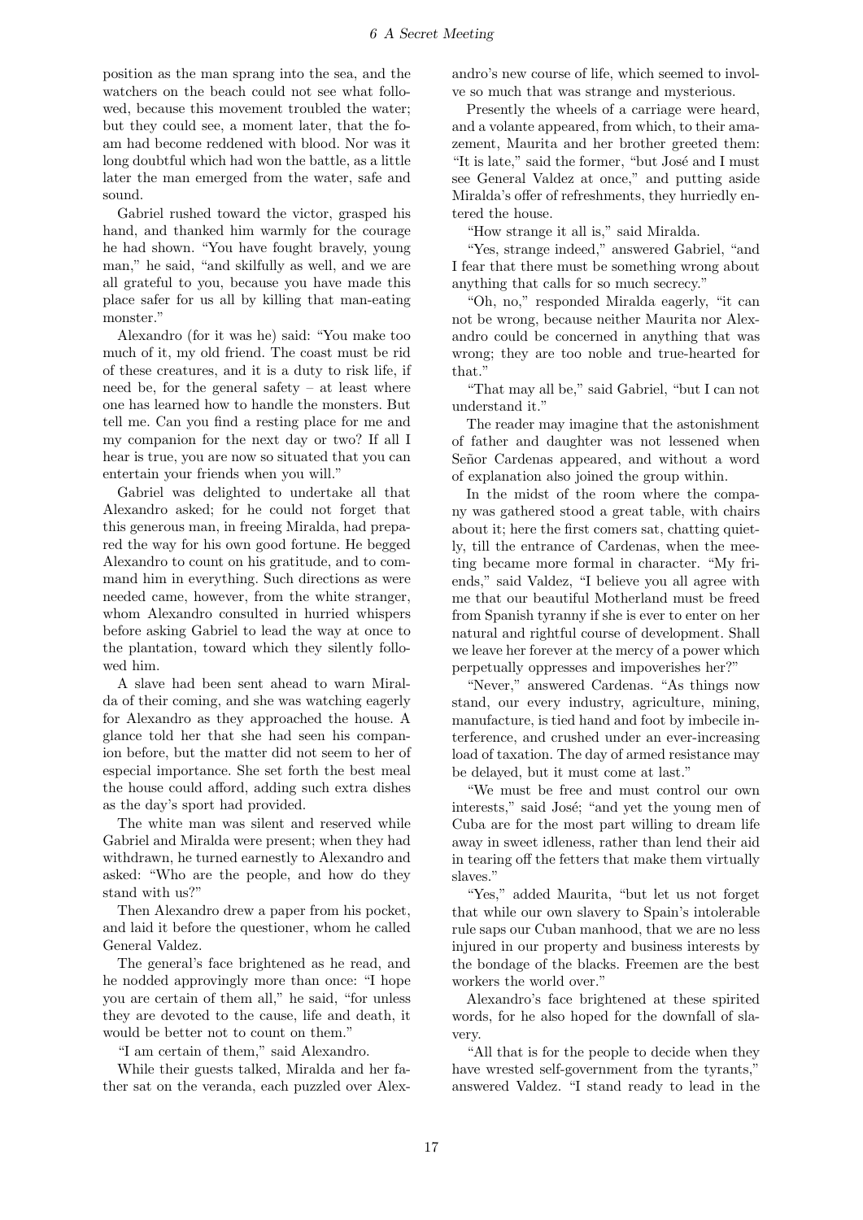position as the man sprang into the sea, and the watchers on the beach could not see what followed, because this movement troubled the water; but they could see, a moment later, that the foam had become reddened with blood. Nor was it long doubtful which had won the battle, as a little later the man emerged from the water, safe and sound.

Gabriel rushed toward the victor, grasped his hand, and thanked him warmly for the courage he had shown. "You have fought bravely, young man," he said, "and skilfully as well, and we are all grateful to you, because you have made this place safer for us all by killing that man-eating monster."

Alexandro (for it was he) said: "You make too much of it, my old friend. The coast must be rid of these creatures, and it is a duty to risk life, if need be, for the general safety – at least where one has learned how to handle the monsters. But tell me. Can you find a resting place for me and my companion for the next day or two? If all I hear is true, you are now so situated that you can entertain your friends when you will."

Gabriel was delighted to undertake all that Alexandro asked; for he could not forget that this generous man, in freeing Miralda, had prepared the way for his own good fortune. He begged Alexandro to count on his gratitude, and to command him in everything. Such directions as were needed came, however, from the white stranger, whom Alexandro consulted in hurried whispers before asking Gabriel to lead the way at once to the plantation, toward which they silently followed him.

A slave had been sent ahead to warn Miralda of their coming, and she was watching eagerly for Alexandro as they approached the house. A glance told her that she had seen his companion before, but the matter did not seem to her of especial importance. She set forth the best meal the house could afford, adding such extra dishes as the day's sport had provided.

The white man was silent and reserved while Gabriel and Miralda were present; when they had withdrawn, he turned earnestly to Alexandro and asked: "Who are the people, and how do they stand with us?"

Then Alexandro drew a paper from his pocket, and laid it before the questioner, whom he called General Valdez.

The general's face brightened as he read, and he nodded approvingly more than once: "I hope you are certain of them all," he said, "for unless they are devoted to the cause, life and death, it would be better not to count on them."

"I am certain of them," said Alexandro.

While their guests talked, Miralda and her father sat on the veranda, each puzzled over Alexandro's new course of life, which seemed to involve so much that was strange and mysterious.

Presently the wheels of a carriage were heard, and a volante appeared, from which, to their amazement, Maurita and her brother greeted them: "It is late," said the former, "but José and I must see General Valdez at once," and putting aside Miralda's offer of refreshments, they hurriedly entered the house.

"How strange it all is," said Miralda.

"Yes, strange indeed," answered Gabriel, "and I fear that there must be something wrong about anything that calls for so much secrecy."

"Oh, no," responded Miralda eagerly, "it can not be wrong, because neither Maurita nor Alexandro could be concerned in anything that was wrong; they are too noble and true-hearted for that."

"That may all be," said Gabriel, "but I can not understand it."

The reader may imagine that the astonishment of father and daughter was not lessened when Señor Cardenas appeared, and without a word of explanation also joined the group within.

In the midst of the room where the company was gathered stood a great table, with chairs about it; here the first comers sat, chatting quietly, till the entrance of Cardenas, when the meeting became more formal in character. "My friends," said Valdez, "I believe you all agree with me that our beautiful Motherland must be freed from Spanish tyranny if she is ever to enter on her natural and rightful course of development. Shall we leave her forever at the mercy of a power which perpetually oppresses and impoverishes her?"

"Never," answered Cardenas. "As things now stand, our every industry, agriculture, mining, manufacture, is tied hand and foot by imbecile interference, and crushed under an ever-increasing load of taxation. The day of armed resistance may be delayed, but it must come at last."

"We must be free and must control our own interests," said José; "and yet the young men of Cuba are for the most part willing to dream life away in sweet idleness, rather than lend their aid in tearing off the fetters that make them virtually slaves."

"Yes," added Maurita, "but let us not forget that while our own slavery to Spain's intolerable rule saps our Cuban manhood, that we are no less injured in our property and business interests by the bondage of the blacks. Freemen are the best workers the world over."

Alexandro's face brightened at these spirited words, for he also hoped for the downfall of slavery.

"All that is for the people to decide when they have wrested self-government from the tyrants," answered Valdez. "I stand ready to lead in the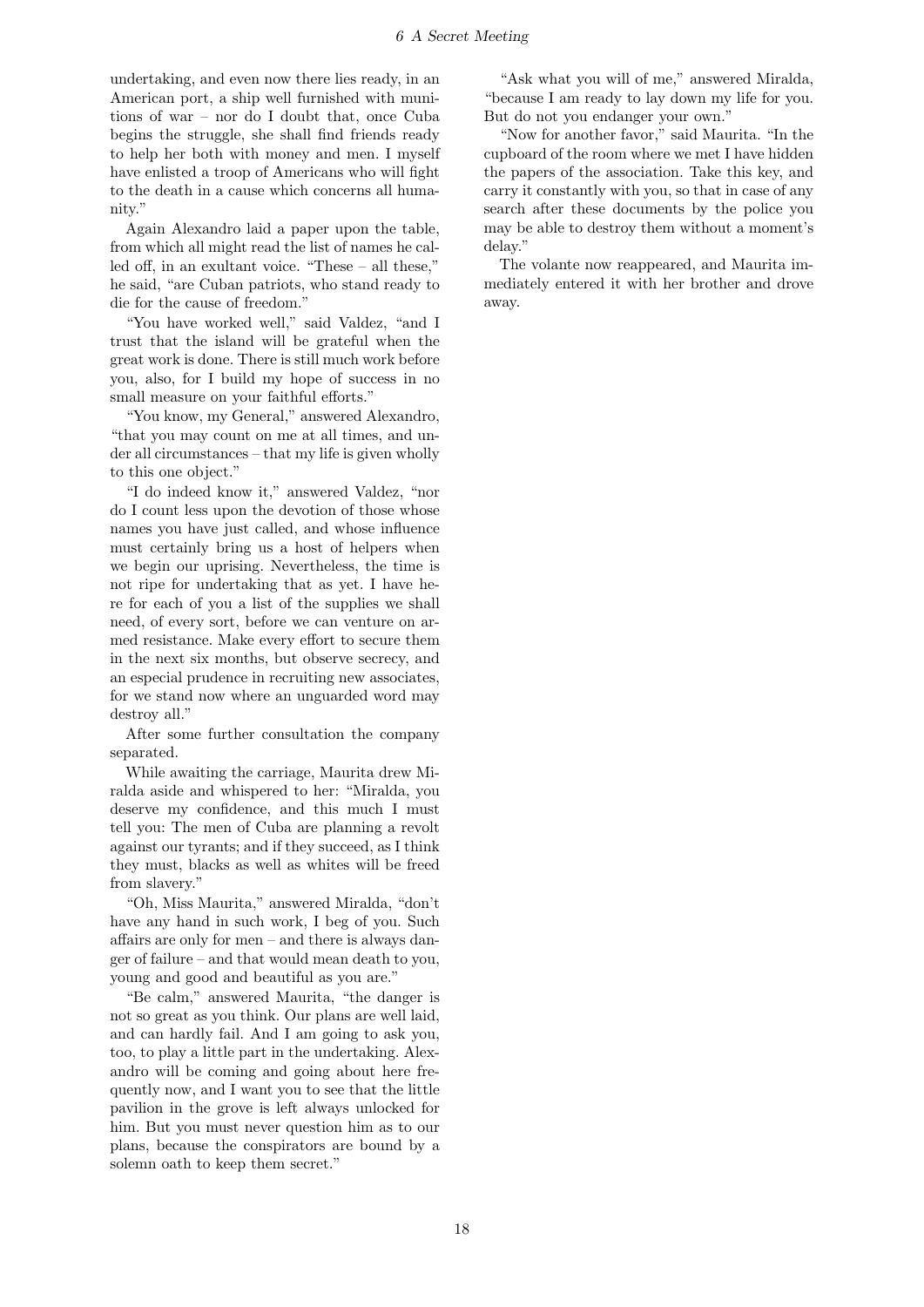undertaking, and even now there lies ready, in an American port, a ship well furnished with munitions of war – nor do I doubt that, once Cuba begins the struggle, she shall find friends ready to help her both with money and men. I myself have enlisted a troop of Americans who will fight to the death in a cause which concerns all humanity."

Again Alexandro laid a paper upon the table, from which all might read the list of names he called off, in an exultant voice. "These – all these," he said, "are Cuban patriots, who stand ready to die for the cause of freedom."

"You have worked well," said Valdez, "and I trust that the island will be grateful when the great work is done. There is still much work before you, also, for I build my hope of success in no small measure on your faithful efforts."

"You know, my General," answered Alexandro, "that you may count on me at all times, and under all circumstances – that my life is given wholly to this one object."

"I do indeed know it," answered Valdez, "nor do I count less upon the devotion of those whose names you have just called, and whose influence must certainly bring us a host of helpers when we begin our uprising. Nevertheless, the time is not ripe for undertaking that as yet. I have here for each of you a list of the supplies we shall need, of every sort, before we can venture on armed resistance. Make every effort to secure them in the next six months, but observe secrecy, and an especial prudence in recruiting new associates, for we stand now where an unguarded word may destroy all."

After some further consultation the company separated.

While awaiting the carriage, Maurita drew Miralda aside and whispered to her: "Miralda, you deserve my confidence, and this much I must tell you: The men of Cuba are planning a revolt against our tyrants; and if they succeed, as I think they must, blacks as well as whites will be freed from slavery."

"Oh, Miss Maurita," answered Miralda, "don't have any hand in such work, I beg of you. Such affairs are only for men – and there is always danger of failure – and that would mean death to you, young and good and beautiful as you are."

"Be calm," answered Maurita, "the danger is not so great as you think. Our plans are well laid, and can hardly fail. And I am going to ask you, too, to play a little part in the undertaking. Alexandro will be coming and going about here frequently now, and I want you to see that the little pavilion in the grove is left always unlocked for him. But you must never question him as to our plans, because the conspirators are bound by a solemn oath to keep them secret."

"Ask what you will of me," answered Miralda, "because I am ready to lay down my life for you. But do not you endanger your own."

"Now for another favor," said Maurita. "In the cupboard of the room where we met I have hidden the papers of the association. Take this key, and carry it constantly with you, so that in case of any search after these documents by the police you may be able to destroy them without a moment's delay."

The volante now reappeared, and Maurita immediately entered it with her brother and drove away.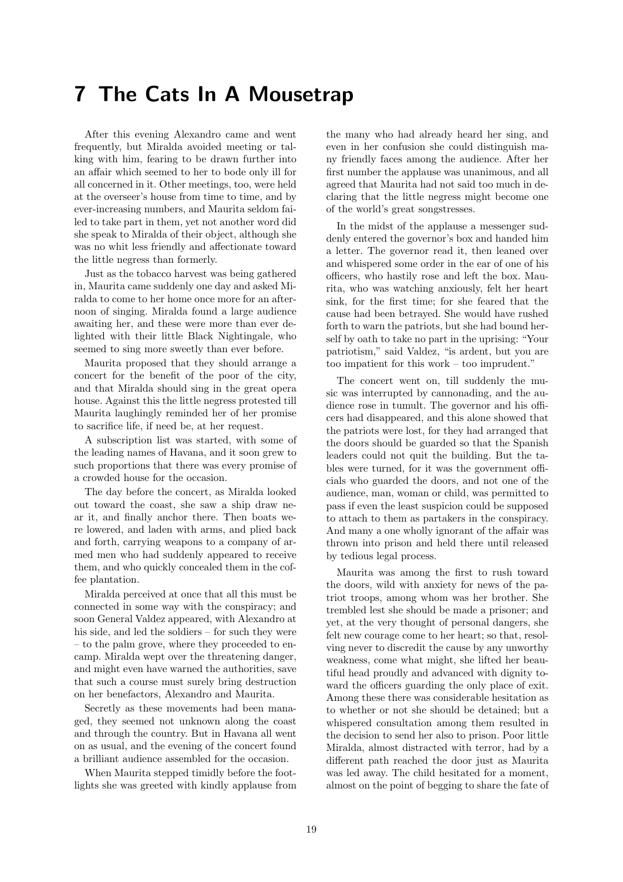# 7 The Cats In A Mousetrap

After this evening Alexandro came and went frequently, but Miralda avoided meeting or talking with him, fearing to be drawn further into an affair which seemed to her to bode only ill for all concerned in it. Other meetings, too, were held at the overseer's house from time to time, and by ever-increasing numbers, and Maurita seldom failed to take part in them, yet not another word did she speak to Miralda of their object, although she was no whit less friendly and affectionate toward the little negress than formerly.

Just as the tobacco harvest was being gathered in, Maurita came suddenly one day and asked Miralda to come to her home once more for an afternoon of singing. Miralda found a large audience awaiting her, and these were more than ever delighted with their little Black Nightingale, who seemed to sing more sweetly than ever before.

Maurita proposed that they should arrange a concert for the benefit of the poor of the city, and that Miralda should sing in the great opera house. Against this the little negress protested till Maurita laughingly reminded her of her promise to sacrifice life, if need be, at her request.

A subscription list was started, with some of the leading names of Havana, and it soon grew to such proportions that there was every promise of a crowded house for the occasion.

The day before the concert, as Miralda looked out toward the coast, she saw a ship draw near it, and finally anchor there. Then boats were lowered, and laden with arms, and plied back and forth, carrying weapons to a company of armed men who had suddenly appeared to receive them, and who quickly concealed them in the coffee plantation.

Miralda perceived at once that all this must be connected in some way with the conspiracy; and soon General Valdez appeared, with Alexandro at his side, and led the soldiers – for such they were – to the palm grove, where they proceeded to encamp. Miralda wept over the threatening danger, and might even have warned the authorities, save that such a course must surely bring destruction on her benefactors, Alexandro and Maurita.

Secretly as these movements had been managed, they seemed not unknown along the coast and through the country. But in Havana all went on as usual, and the evening of the concert found a brilliant audience assembled for the occasion.

When Maurita stepped timidly before the footlights she was greeted with kindly applause from the many who had already heard her sing, and even in her confusion she could distinguish many friendly faces among the audience. After her first number the applause was unanimous, and all agreed that Maurita had not said too much in declaring that the little negress might become one of the world's great songstresses.

In the midst of the applause a messenger suddenly entered the governor's box and handed him a letter. The governor read it, then leaned over and whispered some order in the ear of one of his officers, who hastily rose and left the box. Maurita, who was watching anxiously, felt her heart sink, for the first time; for she feared that the cause had been betrayed. She would have rushed forth to warn the patriots, but she had bound herself by oath to take no part in the uprising: "Your patriotism," said Valdez, "is ardent, but you are too impatient for this work – too imprudent."

The concert went on, till suddenly the music was interrupted by cannonading, and the audience rose in tumult. The governor and his officers had disappeared, and this alone showed that the patriots were lost, for they had arranged that the doors should be guarded so that the Spanish leaders could not quit the building. But the tables were turned, for it was the government officials who guarded the doors, and not one of the audience, man, woman or child, was permitted to pass if even the least suspicion could be supposed to attach to them as partakers in the conspiracy. And many a one wholly ignorant of the affair was thrown into prison and held there until released by tedious legal process.

Maurita was among the first to rush toward the doors, wild with anxiety for news of the patriot troops, among whom was her brother. She trembled lest she should be made a prisoner; and yet, at the very thought of personal dangers, she felt new courage come to her heart; so that, resolving never to discredit the cause by any unworthy weakness, come what might, she lifted her beautiful head proudly and advanced with dignity toward the officers guarding the only place of exit. Among these there was considerable hesitation as to whether or not she should be detained; but a whispered consultation among them resulted in the decision to send her also to prison. Poor little Miralda, almost distracted with terror, had by a different path reached the door just as Maurita was led away. The child hesitated for a moment, almost on the point of begging to share the fate of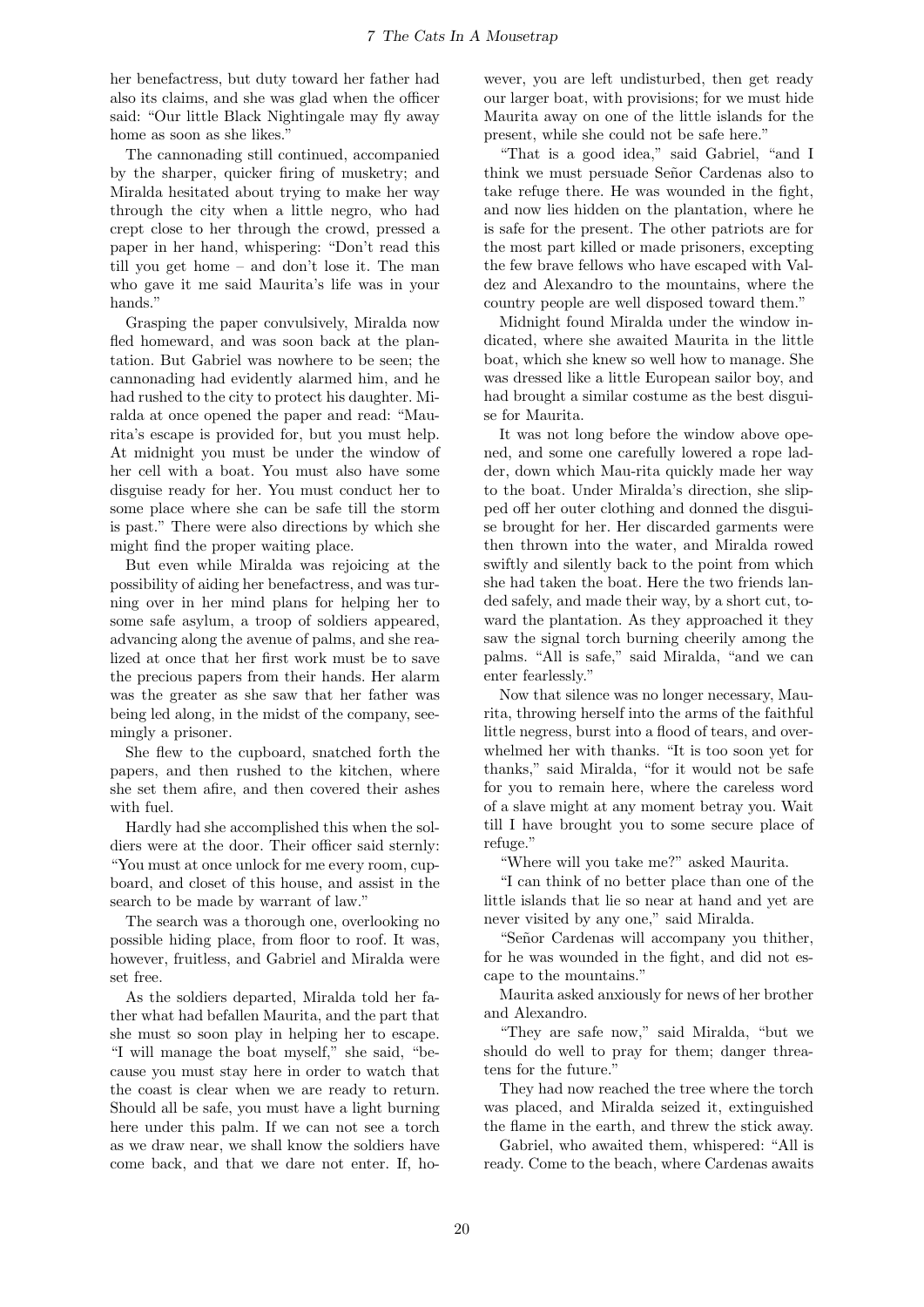her benefactress, but duty toward her father had also its claims, and she was glad when the officer said: "Our little Black Nightingale may fly away home as soon as she likes."

The cannonading still continued, accompanied by the sharper, quicker firing of musketry; and Miralda hesitated about trying to make her way through the city when a little negro, who had crept close to her through the crowd, pressed a paper in her hand, whispering: "Don't read this till you get home – and don't lose it. The man who gave it me said Maurita's life was in your hands."

Grasping the paper convulsively, Miralda now fled homeward, and was soon back at the plantation. But Gabriel was nowhere to be seen; the cannonading had evidently alarmed him, and he had rushed to the city to protect his daughter. Miralda at once opened the paper and read: "Maurita's escape is provided for, but you must help. At midnight you must be under the window of her cell with a boat. You must also have some disguise ready for her. You must conduct her to some place where she can be safe till the storm is past." There were also directions by which she might find the proper waiting place.

But even while Miralda was rejoicing at the possibility of aiding her benefactress, and was turning over in her mind plans for helping her to some safe asylum, a troop of soldiers appeared, advancing along the avenue of palms, and she realized at once that her first work must be to save the precious papers from their hands. Her alarm was the greater as she saw that her father was being led along, in the midst of the company, seemingly a prisoner.

She flew to the cupboard, snatched forth the papers, and then rushed to the kitchen, where she set them afire, and then covered their ashes with fuel.

Hardly had she accomplished this when the soldiers were at the door. Their officer said sternly: "You must at once unlock for me every room, cupboard, and closet of this house, and assist in the search to be made by warrant of law."

The search was a thorough one, overlooking no possible hiding place, from floor to roof. It was, however, fruitless, and Gabriel and Miralda were set free.

As the soldiers departed, Miralda told her father what had befallen Maurita, and the part that she must so soon play in helping her to escape. "I will manage the boat myself," she said, "because you must stay here in order to watch that the coast is clear when we are ready to return. Should all be safe, you must have a light burning here under this palm. If we can not see a torch as we draw near, we shall know the soldiers have come back, and that we dare not enter. If, however, you are left undisturbed, then get ready our larger boat, with provisions; for we must hide Maurita away on one of the little islands for the present, while she could not be safe here."

"That is a good idea," said Gabriel, "and I think we must persuade Señor Cardenas also to take refuge there. He was wounded in the fight, and now lies hidden on the plantation, where he is safe for the present. The other patriots are for the most part killed or made prisoners, excepting the few brave fellows who have escaped with Valdez and Alexandro to the mountains, where the country people are well disposed toward them."

Midnight found Miralda under the window indicated, where she awaited Maurita in the little boat, which she knew so well how to manage. She was dressed like a little European sailor boy, and had brought a similar costume as the best disguise for Maurita.

It was not long before the window above opened, and some one carefully lowered a rope ladder, down which Mau-rita quickly made her way to the boat. Under Miralda's direction, she slipped off her outer clothing and donned the disguise brought for her. Her discarded garments were then thrown into the water, and Miralda rowed swiftly and silently back to the point from which she had taken the boat. Here the two friends landed safely, and made their way, by a short cut, toward the plantation. As they approached it they saw the signal torch burning cheerily among the palms. "All is safe," said Miralda, "and we can enter fearlessly."

Now that silence was no longer necessary, Maurita, throwing herself into the arms of the faithful little negress, burst into a flood of tears, and overwhelmed her with thanks. "It is too soon yet for thanks," said Miralda, "for it would not be safe for you to remain here, where the careless word of a slave might at any moment betray you. Wait till I have brought you to some secure place of refuge."

"Where will you take me?" asked Maurita.

"I can think of no better place than one of the little islands that lie so near at hand and yet are never visited by any one," said Miralda.

"Señor Cardenas will accompany you thither, for he was wounded in the fight, and did not escape to the mountains."

Maurita asked anxiously for news of her brother and Alexandro.

"They are safe now," said Miralda, "but we should do well to pray for them; danger threatens for the future."

They had now reached the tree where the torch was placed, and Miralda seized it, extinguished the flame in the earth, and threw the stick away.

Gabriel, who awaited them, whispered: "All is ready. Come to the beach, where Cardenas awaits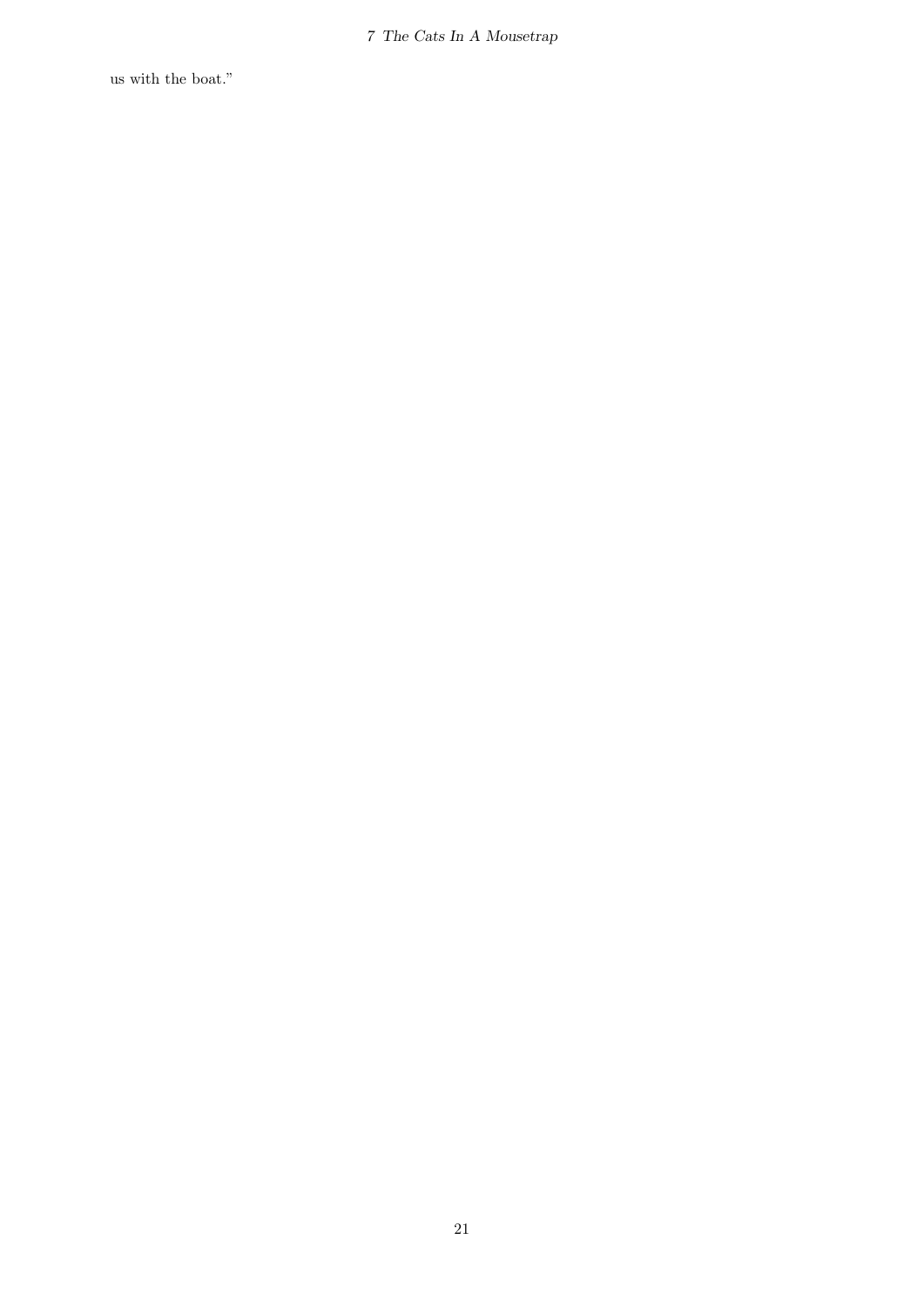us with the boat."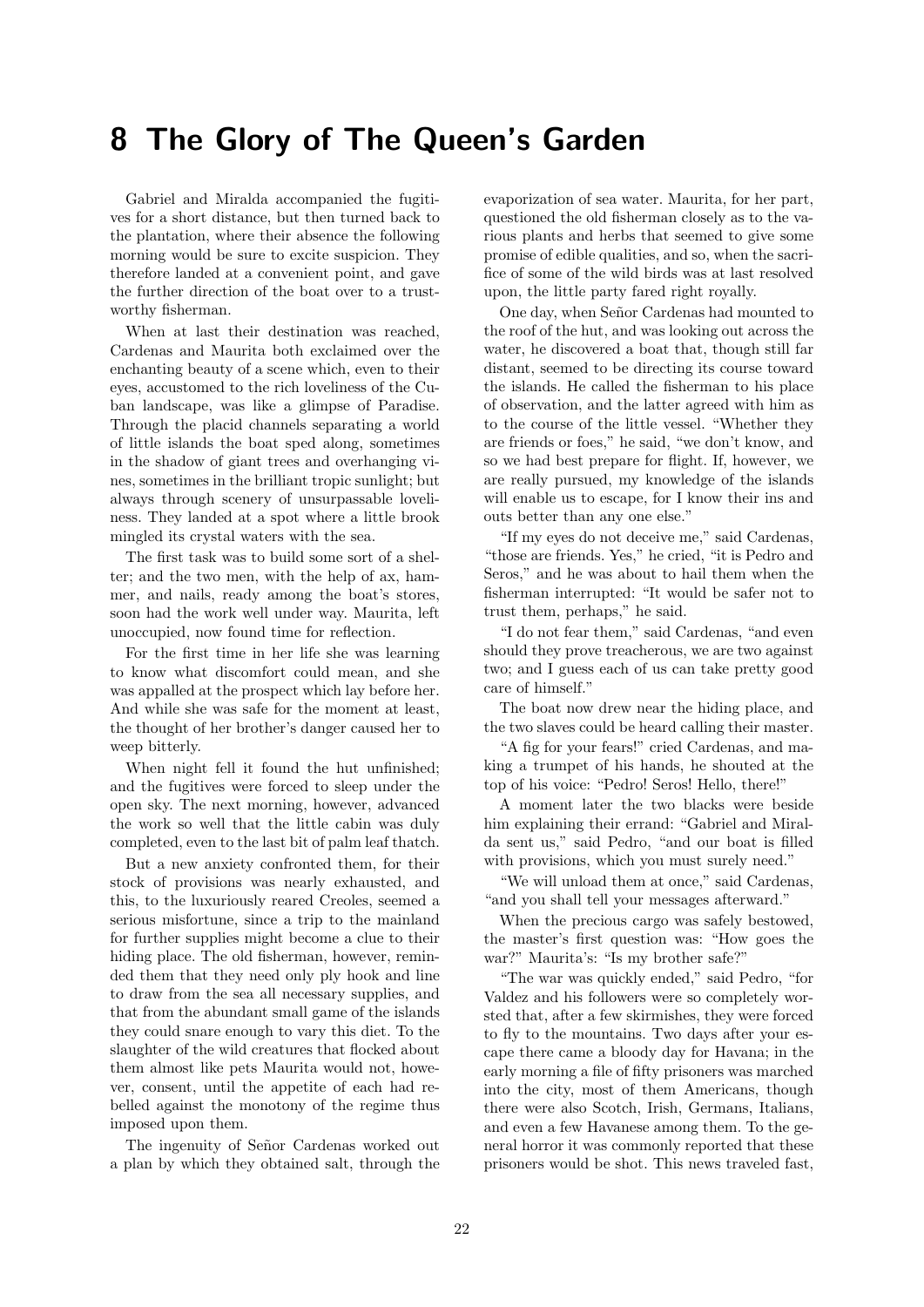# 8 The Glory of The Queen's Garden

Gabriel and Miralda accompanied the fugitives for a short distance, but then turned back to the plantation, where their absence the following morning would be sure to excite suspicion. They therefore landed at a convenient point, and gave the further direction of the boat over to a trustworthy fisherman.

When at last their destination was reached, Cardenas and Maurita both exclaimed over the enchanting beauty of a scene which, even to their eyes, accustomed to the rich loveliness of the Cuban landscape, was like a glimpse of Paradise. Through the placid channels separating a world of little islands the boat sped along, sometimes in the shadow of giant trees and overhanging vines, sometimes in the brilliant tropic sunlight; but always through scenery of unsurpassable loveliness. They landed at a spot where a little brook mingled its crystal waters with the sea.

The first task was to build some sort of a shelter; and the two men, with the help of ax, hammer, and nails, ready among the boat's stores, soon had the work well under way. Maurita, left unoccupied, now found time for reflection.

For the first time in her life she was learning to know what discomfort could mean, and she was appalled at the prospect which lay before her. And while she was safe for the moment at least, the thought of her brother's danger caused her to weep bitterly.

When night fell it found the hut unfinished; and the fugitives were forced to sleep under the open sky. The next morning, however, advanced the work so well that the little cabin was duly completed, even to the last bit of palm leaf thatch.

But a new anxiety confronted them, for their stock of provisions was nearly exhausted, and this, to the luxuriously reared Creoles, seemed a serious misfortune, since a trip to the mainland for further supplies might become a clue to their hiding place. The old fisherman, however, reminded them that they need only ply hook and line to draw from the sea all necessary supplies, and that from the abundant small game of the islands they could snare enough to vary this diet. To the slaughter of the wild creatures that flocked about them almost like pets Maurita would not, however, consent, until the appetite of each had rebelled against the monotony of the regime thus imposed upon them.

The ingenuity of Señor Cardenas worked out a plan by which they obtained salt, through the evaporization of sea water. Maurita, for her part, questioned the old fisherman closely as to the various plants and herbs that seemed to give some promise of edible qualities, and so, when the sacrifice of some of the wild birds was at last resolved upon, the little party fared right royally.

One day, when Señor Cardenas had mounted to the roof of the hut, and was looking out across the water, he discovered a boat that, though still far distant, seemed to be directing its course toward the islands. He called the fisherman to his place of observation, and the latter agreed with him as to the course of the little vessel. "Whether they are friends or foes," he said, "we don't know, and so we had best prepare for flight. If, however, we are really pursued, my knowledge of the islands will enable us to escape, for I know their ins and outs better than any one else."

"If my eyes do not deceive me," said Cardenas, "those are friends. Yes," he cried, "it is Pedro and Seros," and he was about to hail them when the fisherman interrupted: "It would be safer not to trust them, perhaps," he said.

"I do not fear them," said Cardenas, "and even should they prove treacherous, we are two against two; and I guess each of us can take pretty good care of himself."

The boat now drew near the hiding place, and the two slaves could be heard calling their master.

"A fig for your fears!" cried Cardenas, and making a trumpet of his hands, he shouted at the top of his voice: "Pedro! Seros! Hello, there!"

A moment later the two blacks were beside him explaining their errand: "Gabriel and Miralda sent us," said Pedro, "and our boat is filled with provisions, which you must surely need."

"We will unload them at once," said Cardenas, "and you shall tell your messages afterward."

When the precious cargo was safely bestowed, the master's first question was: "How goes the war?" Maurita's: "Is my brother safe?"

"The war was quickly ended," said Pedro, "for Valdez and his followers were so completely worsted that, after a few skirmishes, they were forced to fly to the mountains. Two days after your escape there came a bloody day for Havana; in the early morning a file of fifty prisoners was marched into the city, most of them Americans, though there were also Scotch, Irish, Germans, Italians, and even a few Havanese among them. To the general horror it was commonly reported that these prisoners would be shot. This news traveled fast,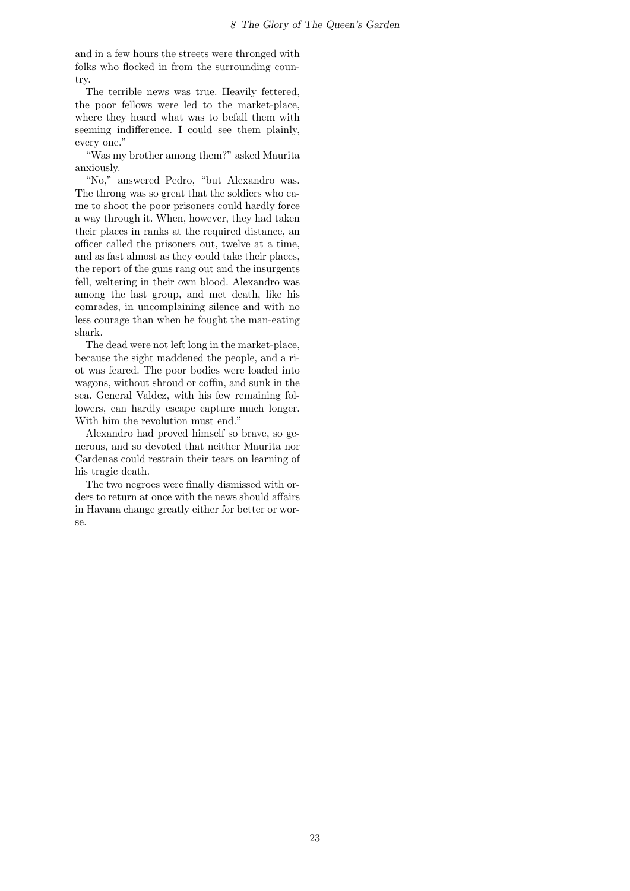and in a few hours the streets were thronged with folks who flocked in from the surrounding country.

The terrible news was true. Heavily fettered, the poor fellows were led to the market-place, where they heard what was to befall them with seeming indifference. I could see them plainly, every one."

"Was my brother among them?" asked Maurita anxiously.

"No," answered Pedro, "but Alexandro was. The throng was so great that the soldiers who came to shoot the poor prisoners could hardly force a way through it. When, however, they had taken their places in ranks at the required distance, an officer called the prisoners out, twelve at a time, and as fast almost as they could take their places, the report of the guns rang out and the insurgents fell, weltering in their own blood. Alexandro was among the last group, and met death, like his comrades, in uncomplaining silence and with no less courage than when he fought the man-eating shark.

The dead were not left long in the market-place, because the sight maddened the people, and a riot was feared. The poor bodies were loaded into wagons, without shroud or coffin, and sunk in the sea. General Valdez, with his few remaining followers, can hardly escape capture much longer. With him the revolution must end."

Alexandro had proved himself so brave, so generous, and so devoted that neither Maurita nor Cardenas could restrain their tears on learning of his tragic death.

The two negroes were finally dismissed with orders to return at once with the news should affairs in Havana change greatly either for better or worse.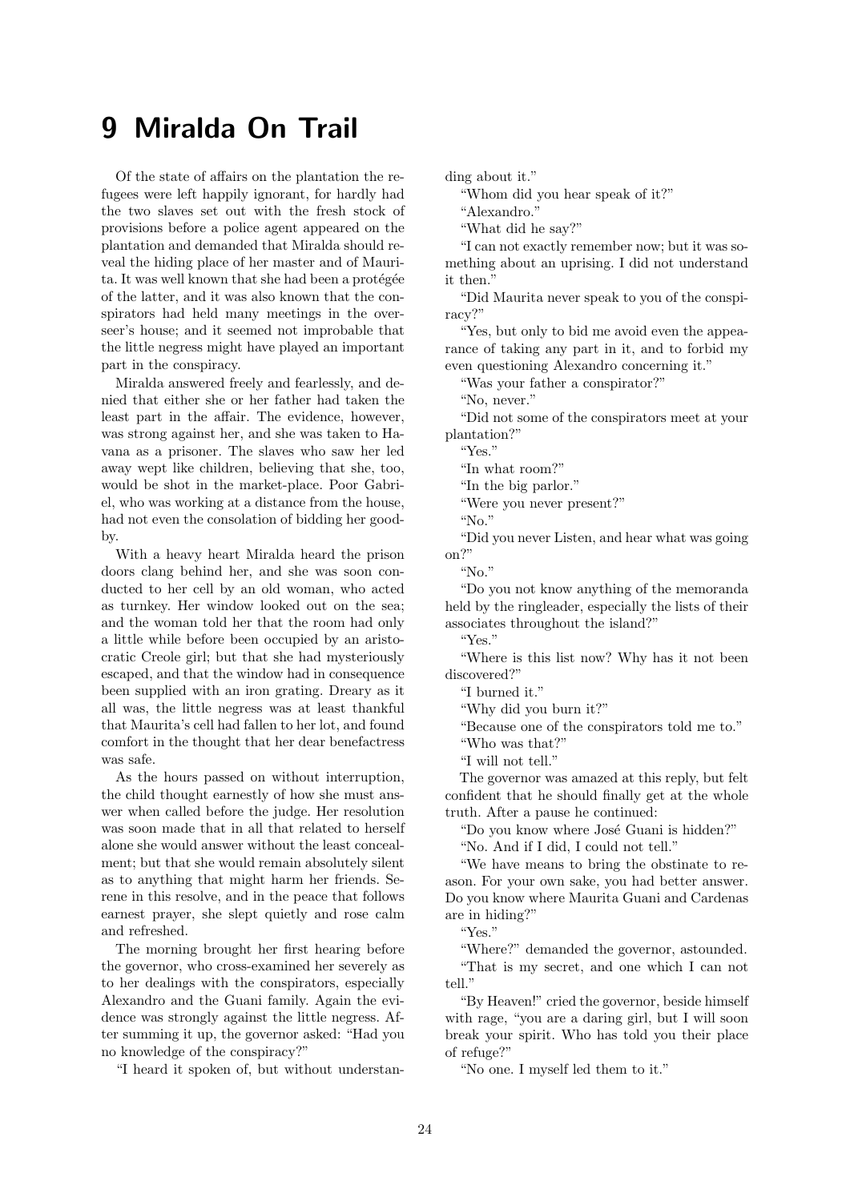# 9 Miralda On Trail

Of the state of affairs on the plantation the refugees were left happily ignorant, for hardly had the two slaves set out with the fresh stock of provisions before a police agent appeared on the plantation and demanded that Miralda should reveal the hiding place of her master and of Maurita. It was well known that she had been a protégée of the latter, and it was also known that the conspirators had held many meetings in the overseer's house; and it seemed not improbable that the little negress might have played an important part in the conspiracy.

Miralda answered freely and fearlessly, and denied that either she or her father had taken the least part in the affair. The evidence, however, was strong against her, and she was taken to Havana as a prisoner. The slaves who saw her led away wept like children, believing that she, too, would be shot in the market-place. Poor Gabriel, who was working at a distance from the house, had not even the consolation of bidding her goodby.

With a heavy heart Miralda heard the prison doors clang behind her, and she was soon conducted to her cell by an old woman, who acted as turnkey. Her window looked out on the sea; and the woman told her that the room had only a little while before been occupied by an aristocratic Creole girl; but that she had mysteriously escaped, and that the window had in consequence been supplied with an iron grating. Dreary as it all was, the little negress was at least thankful that Maurita's cell had fallen to her lot, and found comfort in the thought that her dear benefactress was safe.

As the hours passed on without interruption, the child thought earnestly of how she must answer when called before the judge. Her resolution was soon made that in all that related to herself alone she would answer without the least concealment; but that she would remain absolutely silent as to anything that might harm her friends. Serene in this resolve, and in the peace that follows earnest prayer, she slept quietly and rose calm and refreshed.

The morning brought her first hearing before the governor, who cross-examined her severely as to her dealings with the conspirators, especially Alexandro and the Guani family. Again the evidence was strongly against the little negress. After summing it up, the governor asked: "Had you no knowledge of the conspiracy?"

"I heard it spoken of, but without understanding about it."

"Whom did you hear speak of it?"

"Alexandro."

"What did he say?"

"I can not exactly remember now; but it was something about an uprising. I did not understand it then."

"Did Maurita never speak to you of the conspiracy?"

"Yes, but only to bid me avoid even the appearance of taking any part in it, and to forbid my even questioning Alexandro concerning it."

"Was your father a conspirator?"

"No, never."

"Did not some of the conspirators meet at your plantation?"

"Yes."

"In what room?"

"In the big parlor."

"Were you never present?"

"No."

"Did you never Listen, and hear what was going on?"

"No."

"Do you not know anything of the memoranda held by the ringleader, especially the lists of their associates throughout the island?"

"Yes."

"Where is this list now? Why has it not been discovered?"

"I burned it."

"Why did you burn it?"

"Because one of the conspirators told me to."

"Who was that?"

"I will not tell."

The governor was amazed at this reply, but felt confident that he should finally get at the whole truth. After a pause he continued:

"Do you know where José Guani is hidden?"

"No. And if I did, I could not tell."

"We have means to bring the obstinate to reason. For your own sake, you had better answer. Do you know where Maurita Guani and Cardenas are in hiding?"

"Yes."

"Where?" demanded the governor, astounded.

"That is my secret, and one which I can not tell."

"By Heaven!" cried the governor, beside himself with rage, "you are a daring girl, but I will soon break your spirit. Who has told you their place of refuge?"

"No one. I myself led them to it."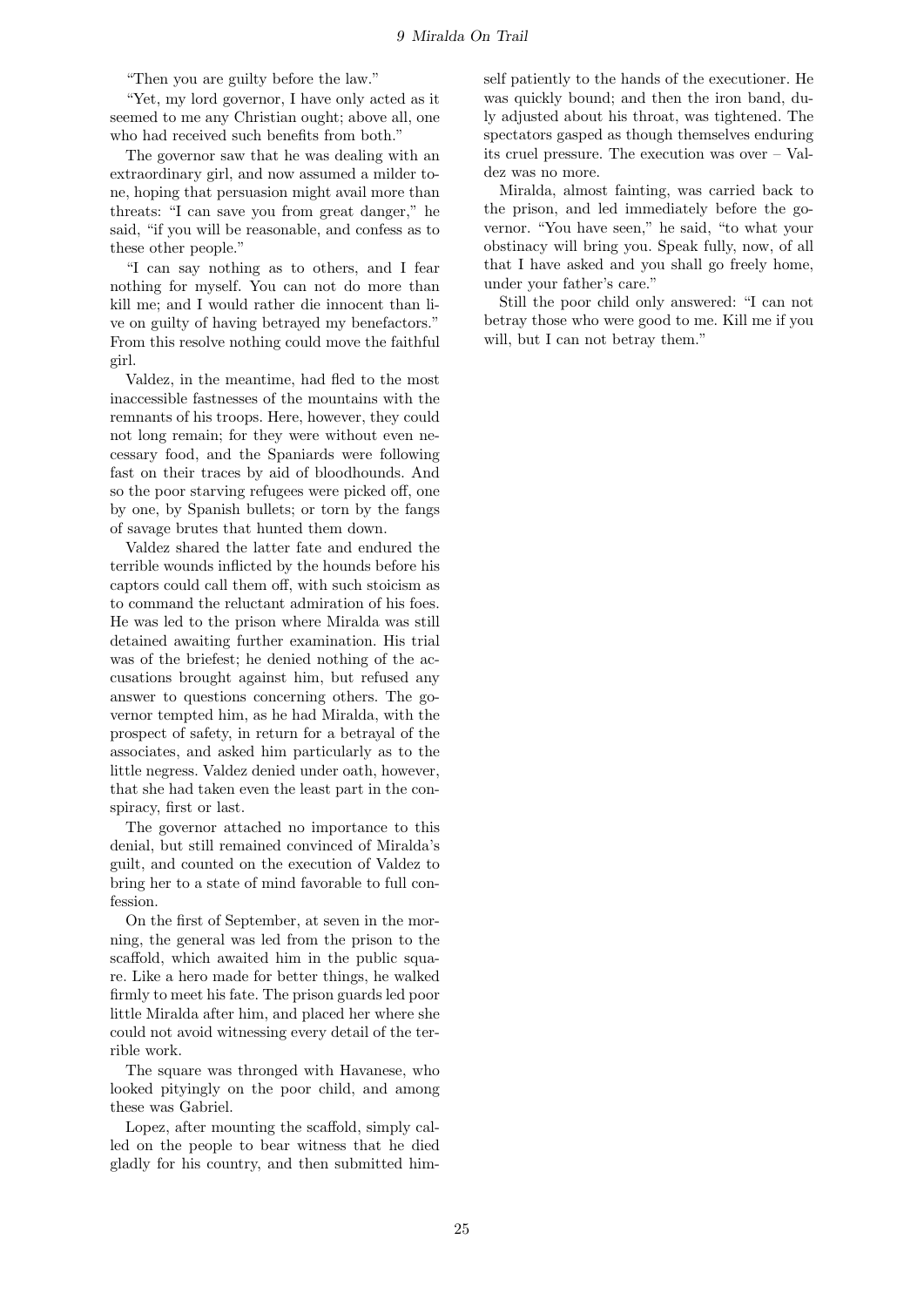"Then you are guilty before the law."

"Yet, my lord governor, I have only acted as it seemed to me any Christian ought; above all, one who had received such benefits from both."

The governor saw that he was dealing with an extraordinary girl, and now assumed a milder tone, hoping that persuasion might avail more than threats: "I can save you from great danger," he said, "if you will be reasonable, and confess as to these other people."

"I can say nothing as to others, and I fear nothing for myself. You can not do more than kill me; and I would rather die innocent than live on guilty of having betrayed my benefactors." From this resolve nothing could move the faithful girl.

Valdez, in the meantime, had fled to the most inaccessible fastnesses of the mountains with the remnants of his troops. Here, however, they could not long remain; for they were without even necessary food, and the Spaniards were following fast on their traces by aid of bloodhounds. And so the poor starving refugees were picked off, one by one, by Spanish bullets; or torn by the fangs of savage brutes that hunted them down.

Valdez shared the latter fate and endured the terrible wounds inflicted by the hounds before his captors could call them off, with such stoicism as to command the reluctant admiration of his foes. He was led to the prison where Miralda was still detained awaiting further examination. His trial was of the briefest; he denied nothing of the accusations brought against him, but refused any answer to questions concerning others. The governor tempted him, as he had Miralda, with the prospect of safety, in return for a betrayal of the associates, and asked him particularly as to the little negress. Valdez denied under oath, however, that she had taken even the least part in the conspiracy, first or last.

The governor attached no importance to this denial, but still remained convinced of Miralda's guilt, and counted on the execution of Valdez to bring her to a state of mind favorable to full confession.

On the first of September, at seven in the morning, the general was led from the prison to the scaffold, which awaited him in the public square. Like a hero made for better things, he walked firmly to meet his fate. The prison guards led poor little Miralda after him, and placed her where she could not avoid witnessing every detail of the terrible work.

The square was thronged with Havanese, who looked pityingly on the poor child, and among these was Gabriel.

Lopez, after mounting the scaffold, simply called on the people to bear witness that he died gladly for his country, and then submitted himself patiently to the hands of the executioner. He was quickly bound; and then the iron band, duly adjusted about his throat, was tightened. The spectators gasped as though themselves enduring its cruel pressure. The execution was over – Valdez was no more.

Miralda, almost fainting, was carried back to the prison, and led immediately before the governor. "You have seen," he said, "to what your obstinacy will bring you. Speak fully, now, of all that I have asked and you shall go freely home, under your father's care."

Still the poor child only answered: "I can not betray those who were good to me. Kill me if you will, but I can not betray them."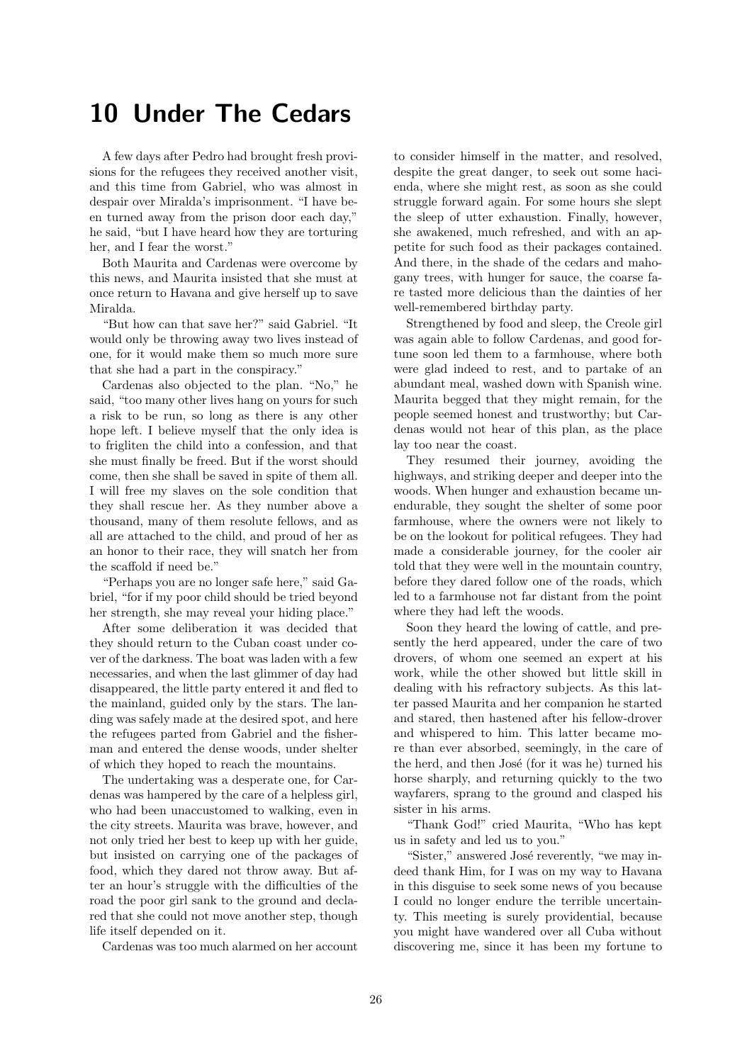# 10 Under The Cedars

A few days after Pedro had brought fresh provisions for the refugees they received another visit, and this time from Gabriel, who was almost in despair over Miralda's imprisonment. "I have been turned away from the prison door each day," he said, "but I have heard how they are torturing her, and I fear the worst."

Both Maurita and Cardenas were overcome by this news, and Maurita insisted that she must at once return to Havana and give herself up to save Miralda.

"But how can that save her?" said Gabriel. "It would only be throwing away two lives instead of one, for it would make them so much more sure that she had a part in the conspiracy."

Cardenas also objected to the plan. "No," he said, "too many other lives hang on yours for such a risk to be run, so long as there is any other hope left. I believe myself that the only idea is to frigliten the child into a confession, and that she must finally be freed. But if the worst should come, then she shall be saved in spite of them all. I will free my slaves on the sole condition that they shall rescue her. As they number above a thousand, many of them resolute fellows, and as all are attached to the child, and proud of her as an honor to their race, they will snatch her from the scaffold if need be."

"Perhaps you are no longer safe here," said Gabriel, "for if my poor child should be tried beyond her strength, she may reveal your hiding place."

After some deliberation it was decided that they should return to the Cuban coast under cover of the darkness. The boat was laden with a few necessaries, and when the last glimmer of day had disappeared, the little party entered it and fled to the mainland, guided only by the stars. The landing was safely made at the desired spot, and here the refugees parted from Gabriel and the fisherman and entered the dense woods, under shelter of which they hoped to reach the mountains.

The undertaking was a desperate one, for Cardenas was hampered by the care of a helpless girl, who had been unaccustomed to walking, even in the city streets. Maurita was brave, however, and not only tried her best to keep up with her guide, but insisted on carrying one of the packages of food, which they dared not throw away. But after an hour's struggle with the difficulties of the road the poor girl sank to the ground and declared that she could not move another step, though life itself depended on it.

Cardenas was too much alarmed on her account to consider himself in the matter, and resolved, despite the great danger, to seek out some hacienda, where she might rest, as soon as she could struggle forward again. For some hours she slept the sleep of utter exhaustion. Finally, however, she awakened, much refreshed, and with an appetite for such food as their packages contained. And there, in the shade of the cedars and mahogany trees, with hunger for sauce, the coarse fare tasted more delicious than the dainties of her well-remembered birthday party.

Strengthened by food and sleep, the Creole girl was again able to follow Cardenas, and good fortune soon led them to a farmhouse, where both were glad indeed to rest, and to partake of an abundant meal, washed down with Spanish wine. Maurita begged that they might remain, for the people seemed honest and trustworthy; but Cardenas would not hear of this plan, as the place lay too near the coast.

They resumed their journey, avoiding the highways, and striking deeper and deeper into the woods. When hunger and exhaustion became unendurable, they sought the shelter of some poor farmhouse, where the owners were not likely to be on the lookout for political refugees. They had made a considerable journey, for the cooler air told that they were well in the mountain country, before they dared follow one of the roads, which led to a farmhouse not far distant from the point where they had left the woods.

Soon they heard the lowing of cattle, and presently the herd appeared, under the care of two drovers, of whom one seemed an expert at his work, while the other showed but little skill in dealing with his refractory subjects. As this latter passed Maurita and her companion he started and stared, then hastened after his fellow-drover and whispered to him. This latter became more than ever absorbed, seemingly, in the care of the herd, and then José (for it was he) turned his horse sharply, and returning quickly to the two wayfarers, sprang to the ground and clasped his sister in his arms.

"Thank God!" cried Maurita, "Who has kept us in safety and led us to you."

"Sister," answered José reverently, "we may indeed thank Him, for I was on my way to Havana in this disguise to seek some news of you because I could no longer endure the terrible uncertainty. This meeting is surely providential, because you might have wandered over all Cuba without discovering me, since it has been my fortune to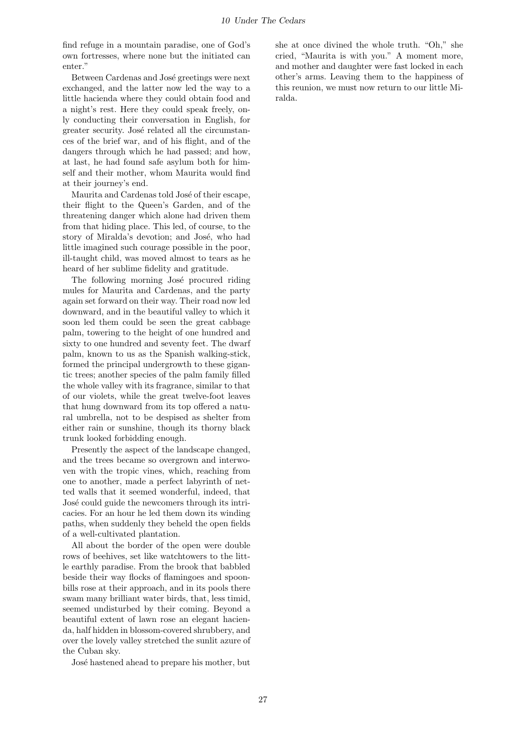find refuge in a mountain paradise, one of God's own fortresses, where none but the initiated can enter."

Between Cardenas and José greetings were next exchanged, and the latter now led the way to a little hacienda where they could obtain food and a night's rest. Here they could speak freely, only conducting their conversation in English, for greater security. José related all the circumstances of the brief war, and of his flight, and of the dangers through which he had passed; and how, at last, he had found safe asylum both for himself and their mother, whom Maurita would find at their journey's end.

Maurita and Cardenas told José of their escape, their flight to the Queen's Garden, and of the threatening danger which alone had driven them from that hiding place. This led, of course, to the story of Miralda's devotion; and José, who had little imagined such courage possible in the poor, ill-taught child, was moved almost to tears as he heard of her sublime fidelity and gratitude.

The following morning José procured riding mules for Maurita and Cardenas, and the party again set forward on their way. Their road now led downward, and in the beautiful valley to which it soon led them could be seen the great cabbage palm, towering to the height of one hundred and sixty to one hundred and seventy feet. The dwarf palm, known to us as the Spanish walking-stick, formed the principal undergrowth to these gigantic trees; another species of the palm family filled the whole valley with its fragrance, similar to that of our violets, while the great twelve-foot leaves that hung downward from its top offered a natural umbrella, not to be despised as shelter from either rain or sunshine, though its thorny black trunk looked forbidding enough.

Presently the aspect of the landscape changed, and the trees became so overgrown and interwoven with the tropic vines, which, reaching from one to another, made a perfect labyrinth of netted walls that it seemed wonderful, indeed, that José could guide the newcomers through its intricacies. For an hour he led them down its winding paths, when suddenly they beheld the open fields of a well-cultivated plantation.

All about the border of the open were double rows of beehives, set like watchtowers to the little earthly paradise. From the brook that babbled beside their way flocks of flamingoes and spoonbills rose at their approach, and in its pools there swam many brilliant water birds, that, less timid, seemed undisturbed by their coming. Beyond a beautiful extent of lawn rose an elegant hacienda, half hidden in blossom-covered shrubbery, and over the lovely valley stretched the sunlit azure of the Cuban sky.

José hastened ahead to prepare his mother, but she at once divined the whole truth. "Oh," she cried, "Maurita is with you." A moment more, and mother and daughter were fast locked in each other's arms. Leaving them to the happiness of this reunion, we must now return to our little Miralda.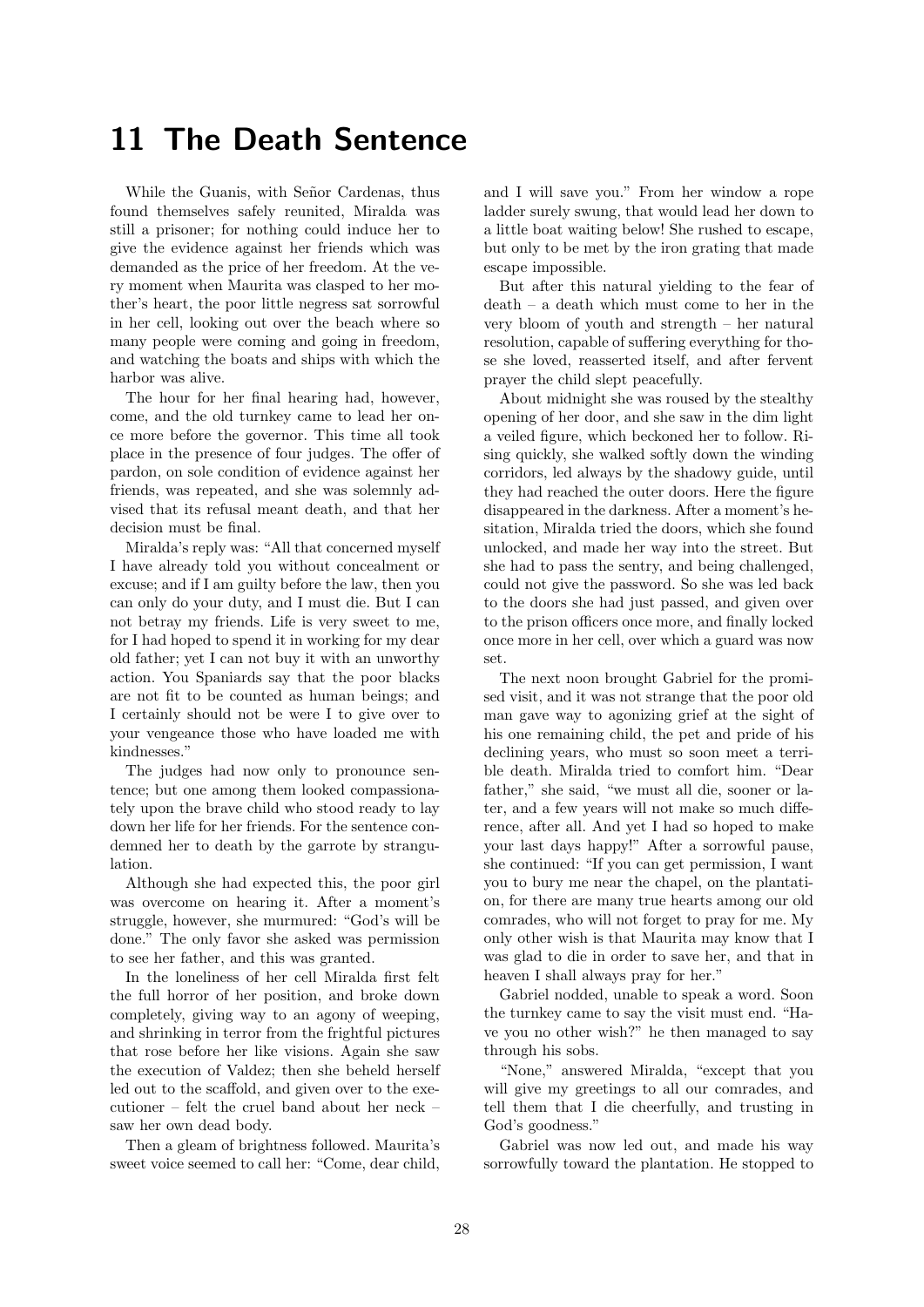# 11 The Death Sentence

While the Guanis, with Señor Cardenas, thus found themselves safely reunited, Miralda was still a prisoner; for nothing could induce her to give the evidence against her friends which was demanded as the price of her freedom. At the very moment when Maurita was clasped to her mother's heart, the poor little negress sat sorrowful in her cell, looking out over the beach where so many people were coming and going in freedom, and watching the boats and ships with which the harbor was alive.

The hour for her final hearing had, however, come, and the old turnkey came to lead her once more before the governor. This time all took place in the presence of four judges. The offer of pardon, on sole condition of evidence against her friends, was repeated, and she was solemnly advised that its refusal meant death, and that her decision must be final.

Miralda's reply was: "All that concerned myself I have already told you without concealment or excuse; and if I am guilty before the law, then you can only do your duty, and I must die. But I can not betray my friends. Life is very sweet to me, for I had hoped to spend it in working for my dear old father; yet I can not buy it with an unworthy action. You Spaniards say that the poor blacks are not fit to be counted as human beings; and I certainly should not be were I to give over to your vengeance those who have loaded me with kindnesses."

The judges had now only to pronounce sentence; but one among them looked compassionately upon the brave child who stood ready to lay down her life for her friends. For the sentence condemned her to death by the garrote by strangulation.

Although she had expected this, the poor girl was overcome on hearing it. After a moment's struggle, however, she murmured: "God's will be done." The only favor she asked was permission to see her father, and this was granted.

In the loneliness of her cell Miralda first felt the full horror of her position, and broke down completely, giving way to an agony of weeping, and shrinking in terror from the frightful pictures that rose before her like visions. Again she saw the execution of Valdez; then she beheld herself led out to the scaffold, and given over to the executioner – felt the cruel band about her neck – saw her own dead body.

Then a gleam of brightness followed. Maurita's sweet voice seemed to call her: "Come, dear child, and I will save you." From her window a rope ladder surely swung, that would lead her down to a little boat waiting below! She rushed to escape, but only to be met by the iron grating that made escape impossible.

But after this natural yielding to the fear of death – a death which must come to her in the very bloom of youth and strength – her natural resolution, capable of suffering everything for those she loved, reasserted itself, and after fervent prayer the child slept peacefully.

About midnight she was roused by the stealthy opening of her door, and she saw in the dim light a veiled figure, which beckoned her to follow. Rising quickly, she walked softly down the winding corridors, led always by the shadowy guide, until they had reached the outer doors. Here the figure disappeared in the darkness. After a moment's hesitation, Miralda tried the doors, which she found unlocked, and made her way into the street. But she had to pass the sentry, and being challenged, could not give the password. So she was led back to the doors she had just passed, and given over to the prison officers once more, and finally locked once more in her cell, over which a guard was now set.

The next noon brought Gabriel for the promised visit, and it was not strange that the poor old man gave way to agonizing grief at the sight of his one remaining child, the pet and pride of his declining years, who must so soon meet a terrible death. Miralda tried to comfort him. "Dear father," she said, "we must all die, sooner or later, and a few years will not make so much difference, after all. And yet I had so hoped to make your last days happy!" After a sorrowful pause, she continued: "If you can get permission, I want you to bury me near the chapel, on the plantation, for there are many true hearts among our old comrades, who will not forget to pray for me. My only other wish is that Maurita may know that I was glad to die in order to save her, and that in heaven I shall always pray for her."

Gabriel nodded, unable to speak a word. Soon the turnkey came to say the visit must end. "Have you no other wish?" he then managed to say through his sobs.

"None," answered Miralda, "except that you will give my greetings to all our comrades, and tell them that I die cheerfully, and trusting in God's goodness."

Gabriel was now led out, and made his way sorrowfully toward the plantation. He stopped to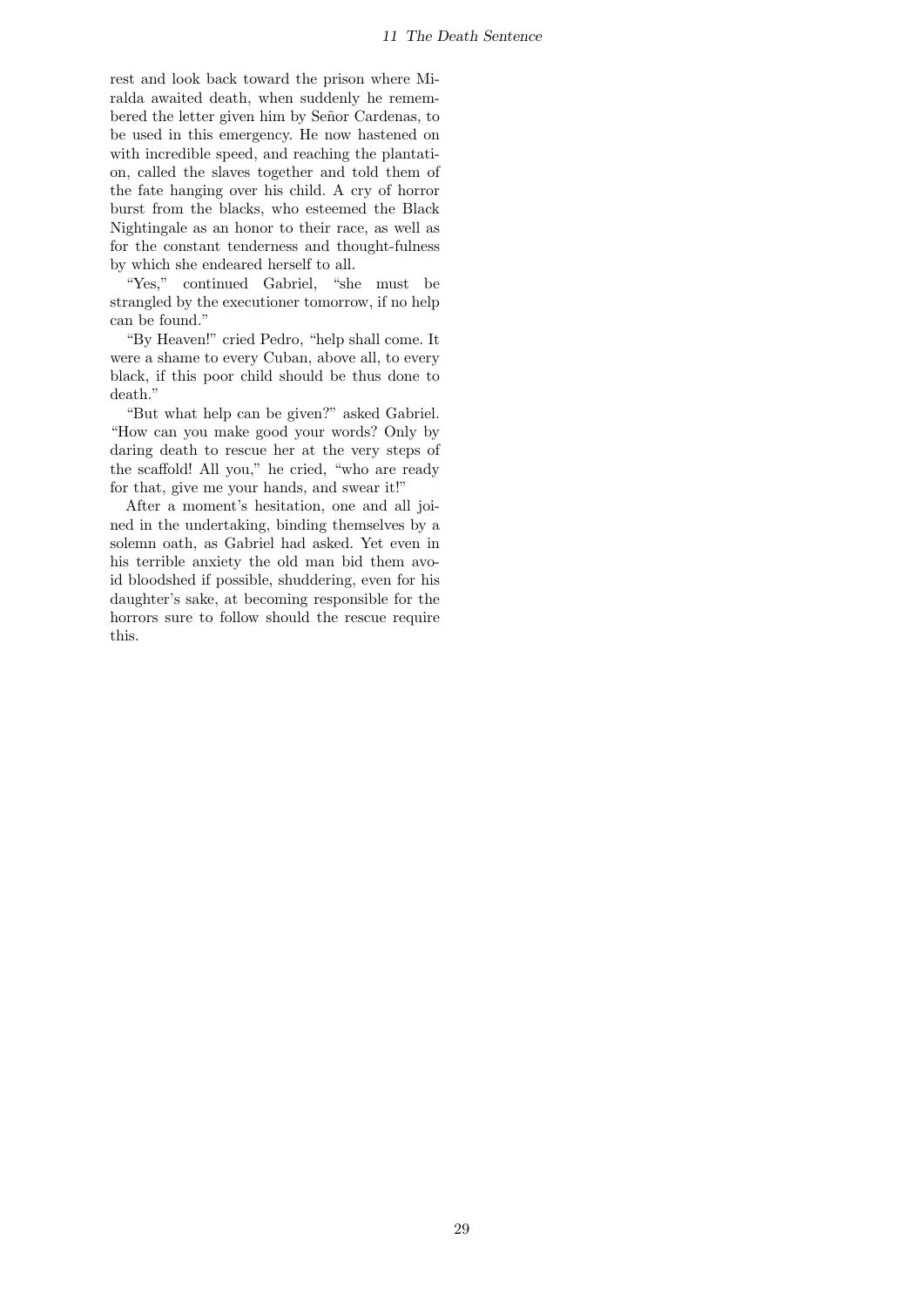rest and look back toward the prison where Miralda awaited death, when suddenly he remembered the letter given him by Señor Cardenas, to be used in this emergency. He now hastened on with incredible speed, and reaching the plantation, called the slaves together and told them of the fate hanging over his child. A cry of horror burst from the blacks, who esteemed the Black Nightingale as an honor to their race, as well as for the constant tenderness and thought-fulness by which she endeared herself to all.

"Yes," continued Gabriel, "she must be strangled by the executioner tomorrow, if no help can be found."

"By Heaven!" cried Pedro, "help shall come. It were a shame to every Cuban, above all, to every black, if this poor child should be thus done to death."

"But what help can be given?" asked Gabriel. "How can you make good your words? Only by daring death to rescue her at the very steps of the scaffold! All you," he cried, "who are ready for that, give me your hands, and swear it!"

After a moment's hesitation, one and all joined in the undertaking, binding themselves by a solemn oath, as Gabriel had asked. Yet even in his terrible anxiety the old man bid them avoid bloodshed if possible, shuddering, even for his daughter's sake, at becoming responsible for the horrors sure to follow should the rescue require this.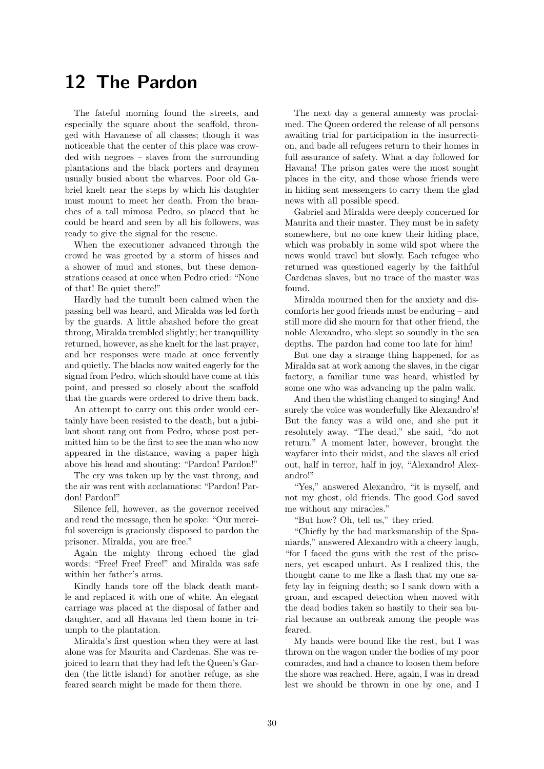# 12 The Pardon

The fateful morning found the streets, and especially the square about the scaffold, thronged with Havanese of all classes; though it was noticeable that the center of this place was crowded with negroes – slaves from the surrounding plantations and the black porters and draymen usually busied about the wharves. Poor old Gabriel knelt near the steps by which his daughter must mount to meet her death. From the branches of a tall mimosa Pedro, so placed that he could be heard and seen by all his followers, was ready to give the signal for the rescue.

When the executioner advanced through the crowd he was greeted by a storm of hisses and a shower of mud and stones, but these demonstrations ceased at once when Pedro cried: "None of that! Be quiet there!"

Hardly had the tumult been calmed when the passing bell was heard, and Miralda was led forth by the guards. A little abashed before the great throng, Miralda trembled slightly; her tranquillity returned, however, as she knelt for the last prayer, and her responses were made at once fervently and quietly. The blacks now waited eagerly for the signal from Pedro, which should have come at this point, and pressed so closely about the scaffold that the guards were ordered to drive them back.

An attempt to carry out this order would certainly have been resisted to the death, but a jubilant shout rang out from Pedro, whose post permitted him to be the first to see the man who now appeared in the distance, waving a paper high above his head and shouting: "Pardon! Pardon!"

The cry was taken up by the vast throng, and the air was rent with acclamations: "Pardon! Pardon! Pardon!"

Silence fell, however, as the governor received and read the message, then he spoke: "Our merciful sovereign is graciously disposed to pardon the prisoner. Miralda, you are free."

Again the mighty throng echoed the glad words: "Free! Free! Free!" and Miralda was safe within her father's arms.

Kindly hands tore off the black death mantle and replaced it with one of white. An elegant carriage was placed at the disposal of father and daughter, and all Havana led them home in triumph to the plantation.

Miralda's first question when they were at last alone was for Maurita and Cardenas. She was rejoiced to learn that they had left the Queen's Garden (the little island) for another refuge, as she feared search might be made for them there.

The next day a general amnesty was proclaimed. The Queen ordered the release of all persons awaiting trial for participation in the insurrection, and bade all refugees return to their homes in full assurance of safety. What a day followed for Havana! The prison gates were the most sought places in the city, and those whose friends were in hiding sent messengers to carry them the glad news with all possible speed.

Gabriel and Miralda were deeply concerned for Maurita and their master. They must be in safety somewhere, but no one knew their hiding place, which was probably in some wild spot where the news would travel but slowly. Each refugee who returned was questioned eagerly by the faithful Cardenas slaves, but no trace of the master was found.

Miralda mourned then for the anxiety and discomforts her good friends must be enduring – and still more did she mourn for that other friend, the noble Alexandro, who slept so soundly in the sea depths. The pardon had come too late for him!

But one day a strange thing happened, for as Miralda sat at work among the slaves, in the cigar factory, a familiar tune was heard, whistled by some one who was advancing up the palm walk.

And then the whistling changed to singing! And surely the voice was wonderfully like Alexandro's! But the fancy was a wild one, and she put it resolutely away. "The dead," she said, "do not return." A moment later, however, brought the wayfarer into their midst, and the slaves all cried out, half in terror, half in joy, "Alexandro! Alexandro!"

"Yes," answered Alexandro, "it is myself, and not my ghost, old friends. The good God saved me without any miracles."

"But how? Oh, tell us," they cried.

"Chiefly by the bad marksmanship of the Spaniards," answered Alexandro with a cheery laugh, "for I faced the guns with the rest of the prisoners, yet escaped unhurt. As I realized this, the thought came to me like a flash that my one safety lay in feigning death; so I sank down with a groan, and escaped detection when moved with the dead bodies taken so hastily to their sea burial because an outbreak among the people was feared.

My hands were bound like the rest, but I was thrown on the wagon under the bodies of my poor comrades, and had a chance to loosen them before the shore was reached. Here, again, I was in dread lest we should be thrown in one by one, and I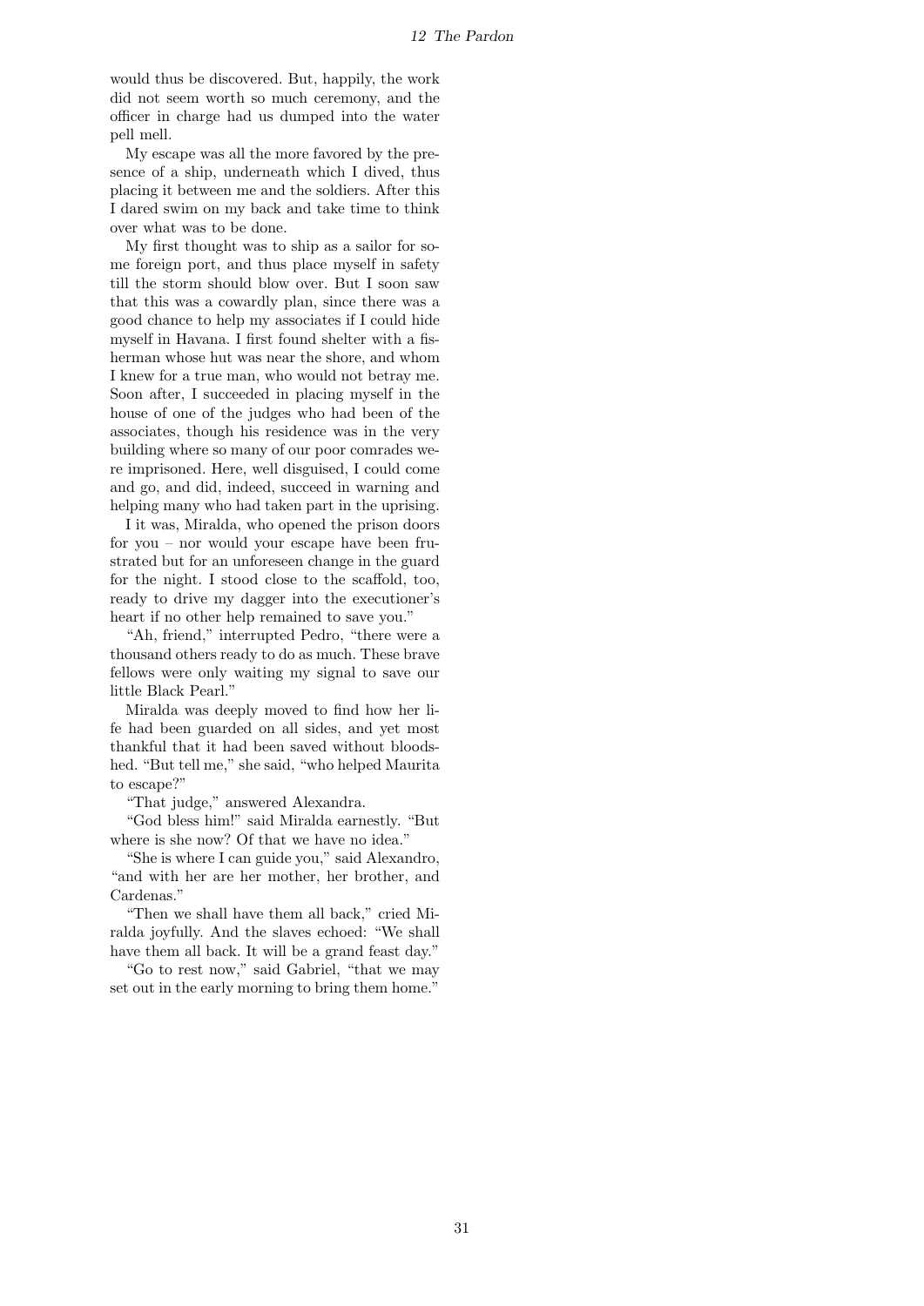would thus be discovered. But, happily, the work did not seem worth so much ceremony, and the officer in charge had us dumped into the water pell mell.

My escape was all the more favored by the presence of a ship, underneath which I dived, thus placing it between me and the soldiers. After this I dared swim on my back and take time to think over what was to be done.

My first thought was to ship as a sailor for some foreign port, and thus place myself in safety till the storm should blow over. But I soon saw that this was a cowardly plan, since there was a good chance to help my associates if I could hide myself in Havana. I first found shelter with a fisherman whose hut was near the shore, and whom I knew for a true man, who would not betray me. Soon after, I succeeded in placing myself in the house of one of the judges who had been of the associates, though his residence was in the very building where so many of our poor comrades were imprisoned. Here, well disguised, I could come and go, and did, indeed, succeed in warning and helping many who had taken part in the uprising.

I it was, Miralda, who opened the prison doors for you – nor would your escape have been frustrated but for an unforeseen change in the guard for the night. I stood close to the scaffold, too, ready to drive my dagger into the executioner's heart if no other help remained to save you."

"Ah, friend," interrupted Pedro, "there were a thousand others ready to do as much. These brave fellows were only waiting my signal to save our little Black Pearl."

Miralda was deeply moved to find how her life had been guarded on all sides, and yet most thankful that it had been saved without bloodshed. "But tell me," she said, "who helped Maurita to escape?"

"That judge," answered Alexandra.

"God bless him!" said Miralda earnestly. "But where is she now? Of that we have no idea."

"She is where I can guide you," said Alexandro, "and with her are her mother, her brother, and Cardenas."

"Then we shall have them all back," cried Miralda joyfully. And the slaves echoed: "We shall have them all back. It will be a grand feast day."

"Go to rest now," said Gabriel, "that we may set out in the early morning to bring them home."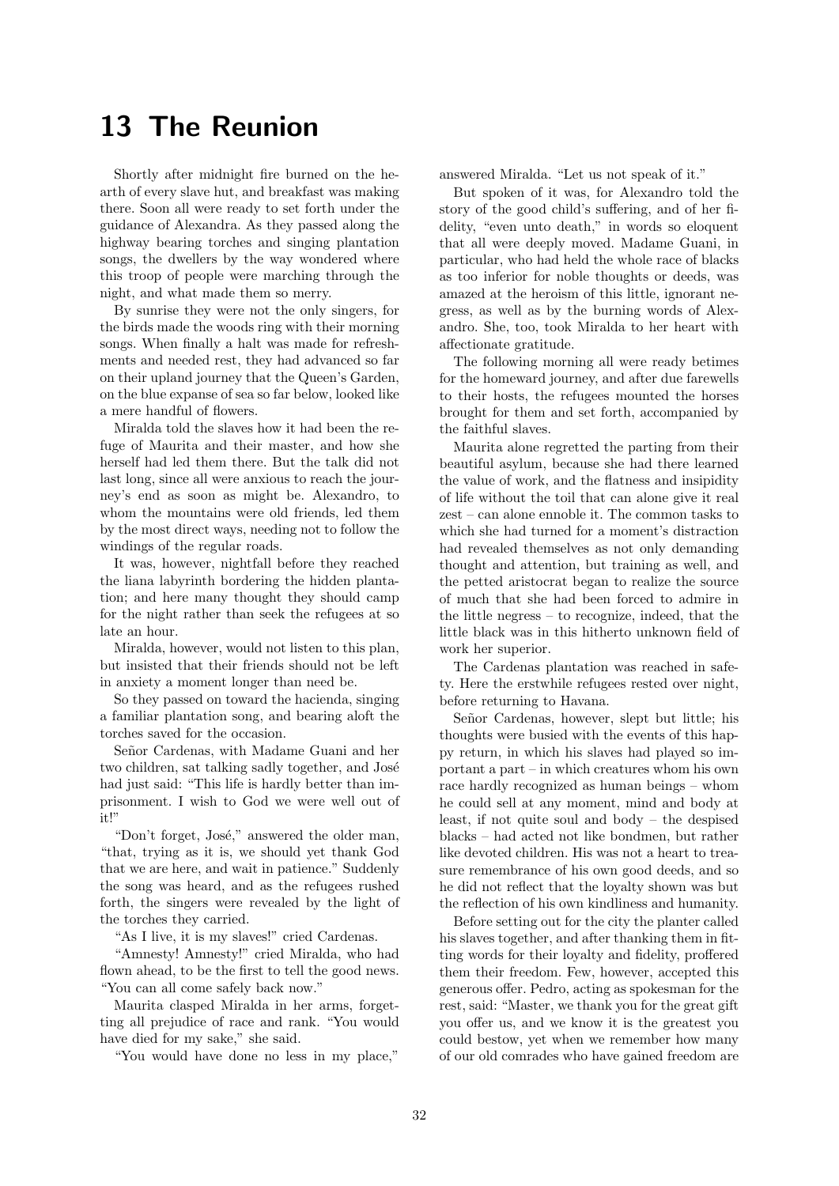# 13 The Reunion

Shortly after midnight fire burned on the hearth of every slave hut, and breakfast was making there. Soon all were ready to set forth under the guidance of Alexandra. As they passed along the highway bearing torches and singing plantation songs, the dwellers by the way wondered where this troop of people were marching through the night, and what made them so merry.

By sunrise they were not the only singers, for the birds made the woods ring with their morning songs. When finally a halt was made for refreshments and needed rest, they had advanced so far on their upland journey that the Queen's Garden, on the blue expanse of sea so far below, looked like a mere handful of flowers.

Miralda told the slaves how it had been the refuge of Maurita and their master, and how she herself had led them there. But the talk did not last long, since all were anxious to reach the journey's end as soon as might be. Alexandro, to whom the mountains were old friends, led them by the most direct ways, needing not to follow the windings of the regular roads.

It was, however, nightfall before they reached the liana labyrinth bordering the hidden plantation; and here many thought they should camp for the night rather than seek the refugees at so late an hour.

Miralda, however, would not listen to this plan, but insisted that their friends should not be left in anxiety a moment longer than need be.

So they passed on toward the hacienda, singing a familiar plantation song, and bearing aloft the torches saved for the occasion.

Señor Cardenas, with Madame Guani and her two children, sat talking sadly together, and José had just said: "This life is hardly better than imprisonment. I wish to God we were well out of it!"

"Don't forget, José," answered the older man, "that, trying as it is, we should yet thank God that we are here, and wait in patience." Suddenly the song was heard, and as the refugees rushed forth, the singers were revealed by the light of the torches they carried.

"As I live, it is my slaves!" cried Cardenas.

"Amnesty! Amnesty!" cried Miralda, who had flown ahead, to be the first to tell the good news. "You can all come safely back now."

Maurita clasped Miralda in her arms, forgetting all prejudice of race and rank. "You would have died for my sake," she said.

"You would have done no less in my place," answered Miralda. "Let us not speak of it."

But spoken of it was, for Alexandro told the story of the good child's suffering, and of her fidelity, "even unto death," in words so eloquent that all were deeply moved. Madame Guani, in particular, who had held the whole race of blacks as too inferior for noble thoughts or deeds, was amazed at the heroism of this little, ignorant negress, as well as by the burning words of Alexandro. She, too, took Miralda to her heart with affectionate gratitude.

The following morning all were ready betimes for the homeward journey, and after due farewells to their hosts, the refugees mounted the horses brought for them and set forth, accompanied by the faithful slaves.

Maurita alone regretted the parting from their beautiful asylum, because she had there learned the value of work, and the flatness and insipidity of life without the toil that can alone give it real zest – can alone ennoble it. The common tasks to which she had turned for a moment's distraction had revealed themselves as not only demanding thought and attention, but training as well, and the petted aristocrat began to realize the source of much that she had been forced to admire in the little negress – to recognize, indeed, that the little black was in this hitherto unknown field of work her superior.

The Cardenas plantation was reached in safety. Here the erstwhile refugees rested over night, before returning to Havana.

Señor Cardenas, however, slept but little; his thoughts were busied with the events of this happy return, in which his slaves had played so important a part – in which creatures whom his own race hardly recognized as human beings – whom he could sell at any moment, mind and body at least, if not quite soul and body – the despised blacks – had acted not like bondmen, but rather like devoted children. His was not a heart to treasure remembrance of his own good deeds, and so he did not reflect that the loyalty shown was but the reflection of his own kindliness and humanity.

Before setting out for the city the planter called his slaves together, and after thanking them in fitting words for their loyalty and fidelity, proffered them their freedom. Few, however, accepted this generous offer. Pedro, acting as spokesman for the rest, said: "Master, we thank you for the great gift you offer us, and we know it is the greatest you could bestow, yet when we remember how many of our old comrades who have gained freedom are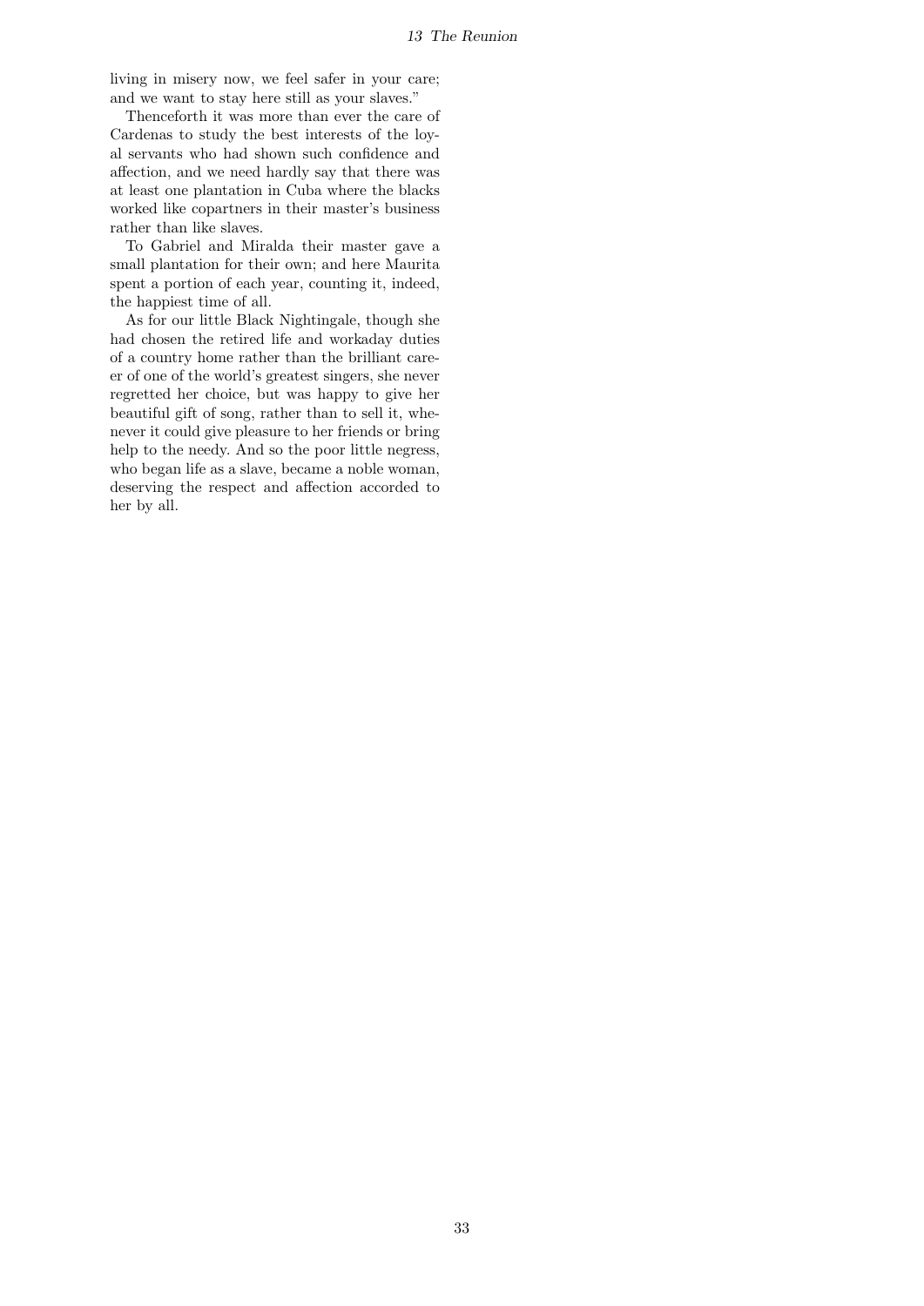living in misery now, we feel safer in your care; and we want to stay here still as your slaves."

Thenceforth it was more than ever the care of Cardenas to study the best interests of the loyal servants who had shown such confidence and affection, and we need hardly say that there was at least one plantation in Cuba where the blacks worked like copartners in their master's business rather than like slaves.

To Gabriel and Miralda their master gave a small plantation for their own; and here Maurita spent a portion of each year, counting it, indeed, the happiest time of all.

As for our little Black Nightingale, though she had chosen the retired life and workaday duties of a country home rather than the brilliant career of one of the world's greatest singers, she never regretted her choice, but was happy to give her beautiful gift of song, rather than to sell it, whenever it could give pleasure to her friends or bring help to the needy. And so the poor little negress, who began life as a slave, became a noble woman, deserving the respect and affection accorded to her by all.